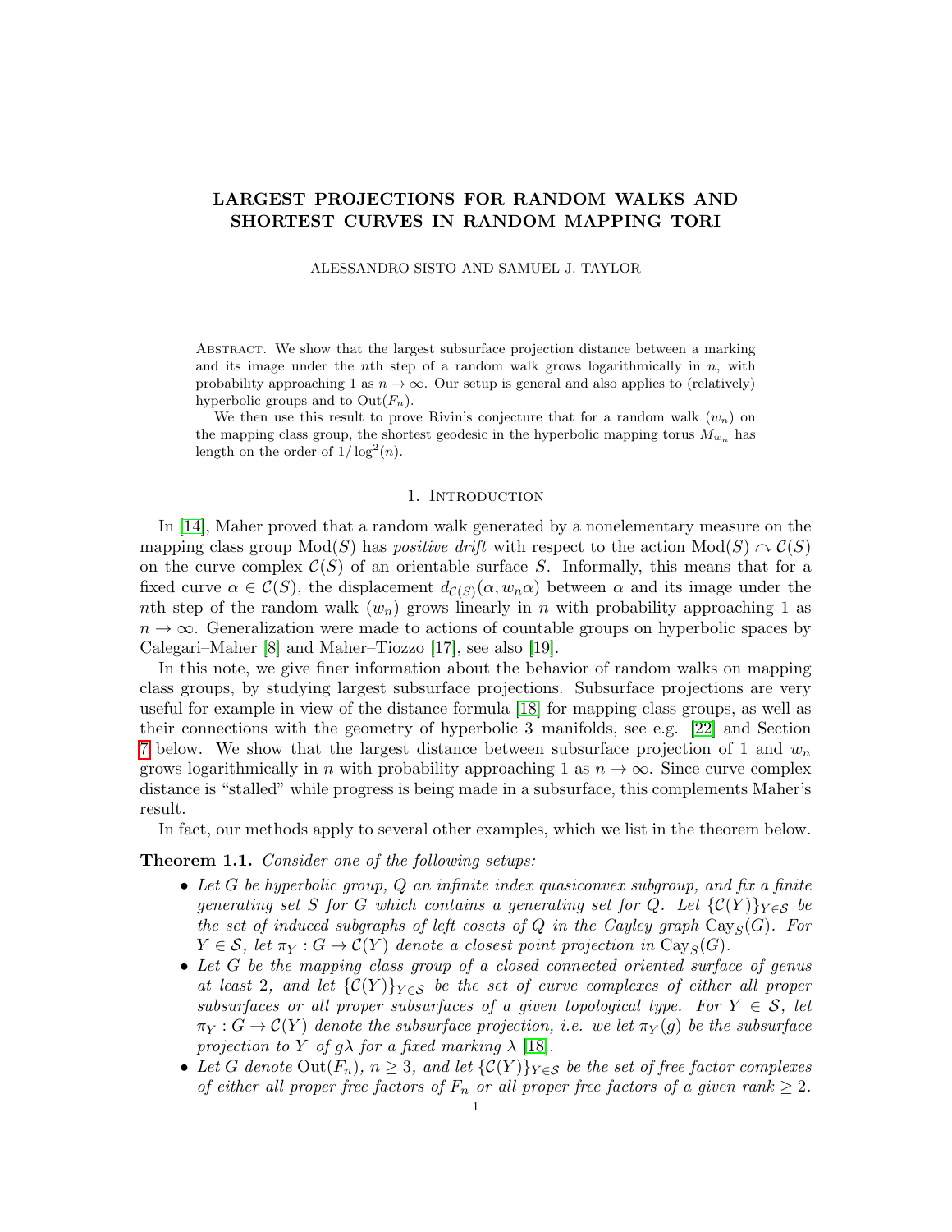# LARGEST PROJECTIONS FOR RANDOM WALKS AND SHORTEST CURVES IN RANDOM MAPPING TORI

ALESSANDRO SISTO AND SAMUEL J. TAYLOR

Abstract. We show that the largest subsurface projection distance between a marking and its image under the $n$th step of a random walk grows logarithmically in $n$, with probability approaching 1 as $n \to \infty$. Our setup is general and also applies to (relatively) hyperbolic groups and to $\mathrm{Out}(F_n)$.

We then use this result to prove Rivin's conjecture that for a random walk $(w_n)$ on the mapping class group, the shortest geodesic in the hyperbolic mapping torus $M_{w_n}$ has length on the order of $1/\log^2(n)$.

## 1. Introduction

In [14], Maher proved that a random walk generated by a nonelementary measure on the mapping class group $\mathrm{Mod}(S)$ has *positive drift* with respect to the action $\mathrm{Mod}(S) \curvearrowright \mathcal{C}(S)$ on the curve complex $\mathcal{C}(S)$ of an orientable surface $S$. Informally, this means that for a fixed curve $\alpha \in \mathcal{C}(S)$, the displacement $d_{\mathcal{C}(S)}(\alpha, w_n\alpha)$ between $\alpha$ and its image under the $n$th step of the random walk $(w_n)$ grows linearly in $n$ with probability approaching 1 as $n \to \infty$. Generalization were made to actions of countable groups on hyperbolic spaces by Calegari–Maher [8] and Maher–Tiozzo [17], see also [19].

In this note, we give finer information about the behavior of random walks on mapping class groups, by studying largest subsurface projections. Subsurface projections are very useful for example in view of the distance formula [18] for mapping class groups, as well as their connections with the geometry of hyperbolic 3–manifolds, see e.g. [22] and Section 7 below. We show that the largest distance between subsurface projection of 1 and $w_n$ grows logarithmically in $n$ with probability approaching 1 as $n \to \infty$. Since curve complex distance is "stalled" while progress is being made in a subsurface, this complements Maher's result.

In fact, our methods apply to several other examples, which we list in the theorem below.

**Theorem 1.1.** *Consider one of the following setups:*

- *Let $G$ be hyperbolic group, $Q$ an infinite index quasiconvex subgroup, and fix a finite generating set $S$ for $G$ which contains a generating set for $Q$. Let $\{\mathcal{C}(Y)\}_{Y\in\mathcal{S}}$ be the set of induced subgraphs of left cosets of $Q$ in the Cayley graph $\mathrm{Cay}_S(G)$. For $Y \in \mathcal{S}$, let $\pi_Y : G \to \mathcal{C}(Y)$ denote a closest point projection in $\mathrm{Cay}_S(G)$.*
- *Let $G$ be the mapping class group of a closed connected oriented surface of genus at least 2, and let $\{\mathcal{C}(Y)\}_{Y\in\mathcal{S}}$ be the set of curve complexes of either all proper subsurfaces or all proper subsurfaces of a given topological type. For $Y \in \mathcal{S}$, let $\pi_Y : G \to \mathcal{C}(Y)$ denote the subsurface projection, i.e. we let $\pi_Y(g)$ be the subsurface projection to $Y$ of $g\lambda$ for a fixed marking $\lambda$ [18].*
- *Let $G$ denote $\mathrm{Out}(F_n)$, $n \geq 3$, and let $\{\mathcal{C}(Y)\}_{Y\in\mathcal{S}}$ be the set of free factor complexes of either all proper free factors of $F_n$ or all proper free factors of a given rank $\geq 2$.*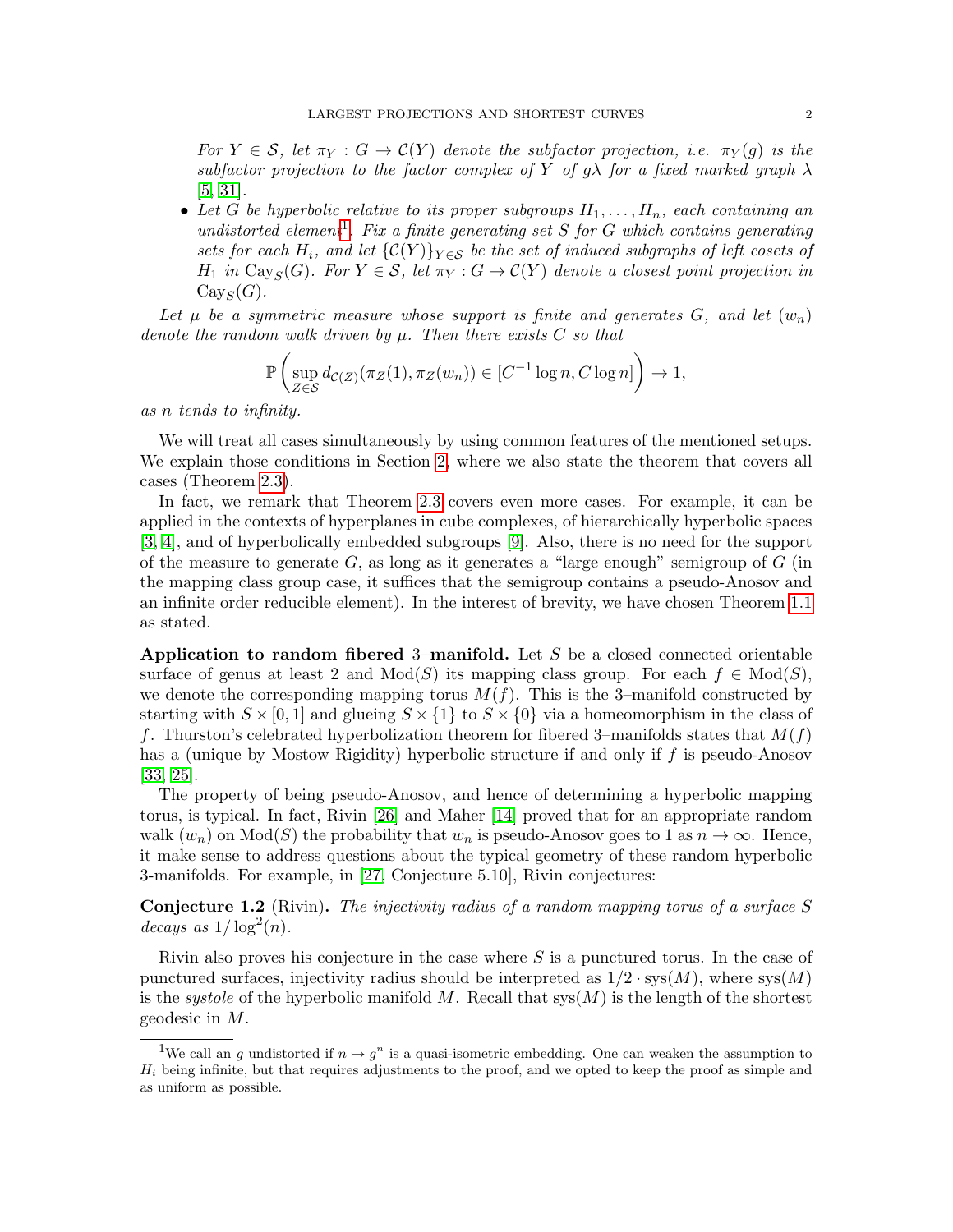*For $Y \in \mathcal{S}$, let $\pi_Y : G \to \mathcal{C}(Y)$ denote the subfactor projection, i.e. $\pi_Y(g)$ is the subfactor projection to the factor complex of $Y$ of $g\lambda$ for a fixed marked graph $\lambda$* [5, 31].

- *Let $G$ be hyperbolic relative to its proper subgroups $H_1, \ldots, H_n$, each containing an undistorted element*[1]*. Fix a finite generating set $S$ for $G$ which contains generating sets for each $H_i$, and let $\{\mathcal{C}(Y)\}_{Y \in \mathcal{S}}$ be the set of induced subgraphs of left cosets of $H_1$ in $\mathrm{Cay}_S(G)$. For $Y \in \mathcal{S}$, let $\pi_Y : G \to \mathcal{C}(Y)$ denote a closest point projection in $\mathrm{Cay}_S(G)$.*

*Let $\mu$ be a symmetric measure whose support is finite and generates $G$, and let $(w_n)$ denote the random walk driven by $\mu$. Then there exists $C$ so that*

$$\mathbb{P}\left(\sup_{Z \in \mathcal{S}} d_{\mathcal{C}(Z)}(\pi_Z(1), \pi_Z(w_n)) \in [C^{-1} \log n, C \log n]\right) \to 1,$$

*as $n$ tends to infinity.*

We will treat all cases simultaneously by using common features of the mentioned setups. We explain those conditions in Section 2, where we also state the theorem that covers all cases (Theorem 2.3).

In fact, we remark that Theorem 2.3 covers even more cases. For example, it can be applied in the contexts of hyperplanes in cube complexes, of hierarchically hyperbolic spaces [3, 4], and of hyperbolically embedded subgroups [9]. Also, there is no need for the support of the measure to generate $G$, as long as it generates a "large enough" semigroup of $G$ (in the mapping class group case, it suffices that the semigroup contains a pseudo-Anosov and an infinite order reducible element). In the interest of brevity, we have chosen Theorem 1.1 as stated.

**Application to random fibered 3–manifold.** Let $S$ be a closed connected orientable surface of genus at least 2 and $\mathrm{Mod}(S)$ its mapping class group. For each $f \in \mathrm{Mod}(S)$, we denote the corresponding mapping torus $M(f)$. This is the 3–manifold constructed by starting with $S \times [0,1]$ and glueing $S \times \{1\}$ to $S \times \{0\}$ via a homeomorphism in the class of $f$. Thurston's celebrated hyperbolization theorem for fibered 3–manifolds states that $M(f)$ has a (unique by Mostow Rigidity) hyperbolic structure if and only if $f$ is pseudo-Anosov [33, 25].

The property of being pseudo-Anosov, and hence of determining a hyperbolic mapping torus, is typical. In fact, Rivin [26] and Maher [14] proved that for an appropriate random walk $(w_n)$ on $\mathrm{Mod}(S)$ the probability that $w_n$ is pseudo-Anosov goes to 1 as $n \to \infty$. Hence, it make sense to address questions about the typical geometry of these random hyperbolic 3-manifolds. For example, in [27, Conjecture 5.10], Rivin conjectures:

**Conjecture 1.2** (Rivin)**.** *The injectivity radius of a random mapping torus of a surface $S$ decays as $1/\log^2(n)$.*

Rivin also proves his conjecture in the case where $S$ is a punctured torus. In the case of punctured surfaces, injectivity radius should be interpreted as $1/2 \cdot \mathrm{sys}(M)$, where $\mathrm{sys}(M)$ is the *systole* of the hyperbolic manifold $M$. Recall that $\mathrm{sys}(M)$ is the length of the shortest geodesic in $M$.

---

[1] We call an $g$ undistorted if $n \mapsto g^n$ is a quasi-isometric embedding. One can weaken the assumption to $H_i$ being infinite, but that requires adjustments to the proof, and we opted to keep the proof as simple and as uniform as possible.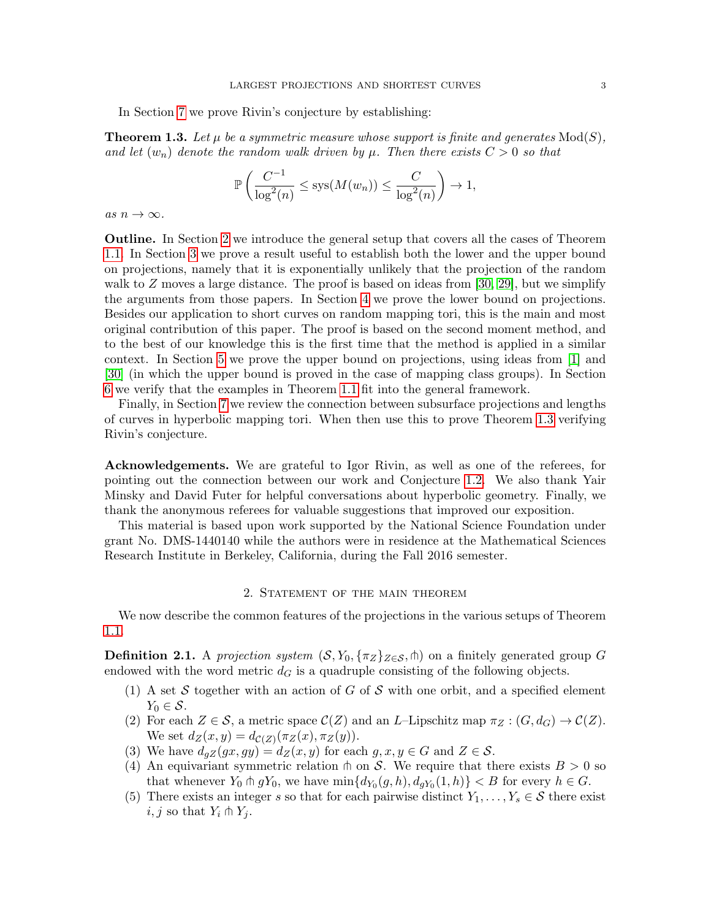In Section 7 we prove Rivin's conjecture by establishing:

**Theorem 1.3.** *Let $\mu$ be a symmetric measure whose support is finite and generates $\mathrm{Mod}(S)$, and let $(w_n)$ denote the random walk driven by $\mu$. Then there exists $C > 0$ so that*

$$\mathbb{P}\left(\frac{C^{-1}}{\log^2(n)} \leq \mathrm{sys}(M(w_n)) \leq \frac{C}{\log^2(n)}\right) \to 1,$$

*as $n \to \infty$.*

**Outline.** In Section 2 we introduce the general setup that covers all the cases of Theorem 1.1. In Section 3 we prove a result useful to establish both the lower and the upper bound on projections, namely that it is exponentially unlikely that the projection of the random walk to $Z$ moves a large distance. The proof is based on ideas from [30, 29], but we simplify the arguments from those papers. In Section 4 we prove the lower bound on projections. Besides our application to short curves on random mapping tori, this is the main and most original contribution of this paper. The proof is based on the second moment method, and to the best of our knowledge this is the first time that the method is applied in a similar context. In Section 5 we prove the upper bound on projections, using ideas from [1] and [30] (in which the upper bound is proved in the case of mapping class groups). In Section 6 we verify that the examples in Theorem 1.1 fit into the general framework.

Finally, in Section 7 we review the connection between subsurface projections and lengths of curves in hyperbolic mapping tori. When then use this to prove Theorem 1.3 verifying Rivin's conjecture.

**Acknowledgements.** We are grateful to Igor Rivin, as well as one of the referees, for pointing out the connection between our work and Conjecture 1.2. We also thank Yair Minsky and David Futer for helpful conversations about hyperbolic geometry. Finally, we thank the anonymous referees for valuable suggestions that improved our exposition.

This material is based upon work supported by the National Science Foundation under grant No. DMS-1440140 while the authors were in residence at the Mathematical Sciences Research Institute in Berkeley, California, during the Fall 2016 semester.

## 2. Statement of the main theorem

We now describe the common features of the projections in the various setups of Theorem 1.1.

**Definition 2.1.** A *projection system* $(\mathcal{S}, Y_0, \{\pi_Z\}_{Z\in\mathcal{S}}, \pitchfork)$ on a finitely generated group $G$ endowed with the word metric $d_G$ is a quadruple consisting of the following objects.

1. A set $\mathcal{S}$ together with an action of $G$ of $\mathcal{S}$ with one orbit, and a specified element $Y_0 \in \mathcal{S}$.
2. For each $Z \in \mathcal{S}$, a metric space $\mathcal{C}(Z)$ and an $L$–Lipschitz map $\pi_Z : (G, d_G) \to \mathcal{C}(Z)$. We set $d_Z(x, y) = d_{\mathcal{C}(Z)}(\pi_Z(x), \pi_Z(y))$.
3. We have $d_{gZ}(gx, gy) = d_Z(x, y)$ for each $g, x, y \in G$ and $Z \in \mathcal{S}$.
4. An equivariant symmetric relation $\pitchfork$ on $\mathcal{S}$. We require that there exists $B > 0$ so that whenever $Y_0 \pitchfork gY_0$, we have $\min\{d_{Y_0}(g, h), d_{gY_0}(1, h)\} < B$ for every $h \in G$.
5. There exists an integer $s$ so that for each pairwise distinct $Y_1, \dots, Y_s \in \mathcal{S}$ there exist $i, j$ so that $Y_i \pitchfork Y_j$.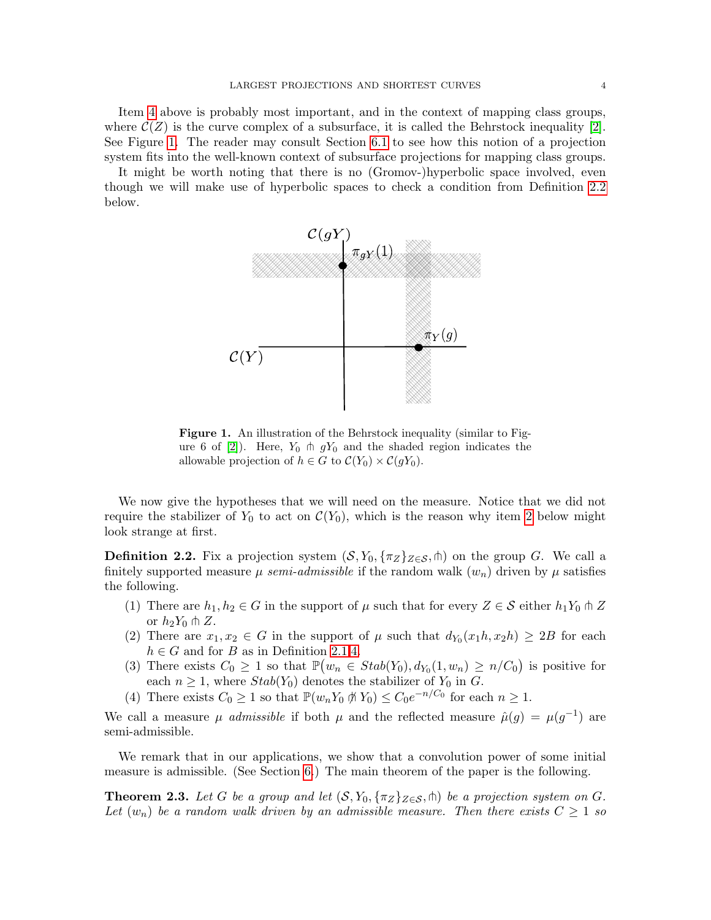Item 4 above is probably most important, and in the context of mapping class groups, where $\mathcal{C}(Z)$ is the curve complex of a subsurface, it is called the Behrstock inequality [2]. See Figure 1. The reader may consult Section 6.1 to see how this notion of a projection system fits into the well-known context of subsurface projections for mapping class groups.

It might be worth noting that there is no (Gromov-)hyperbolic space involved, even though we will make use of hyperbolic spaces to check a condition from Definition 2.2 below.

$\mathcal{C}(gY)$

$\pi_{gY}(1)$

$\pi_Y(g)$

$\mathcal{C}(Y)$

**Figure 1.** An illustration of the Behrstock inequality (similar to Figure 6 of [2]). Here, $Y_0 \pitchfork gY_0$ and the shaded region indicates the allowable projection of $h \in G$ to $\mathcal{C}(Y_0) \times \mathcal{C}(gY_0)$.

We now give the hypotheses that we will need on the measure. Notice that we did not require the stabilizer of $Y_0$ to act on $\mathcal{C}(Y_0)$, which is the reason why item 2 below might look strange at first.

**Definition 2.2.** Fix a projection system $(\mathcal{S}, Y_0, \{\pi_Z\}_{Z\in\mathcal{S}}, \pitchfork)$ on the group $G$. We call a finitely supported measure $\mu$ *semi-admissible* if the random walk $(w_n)$ driven by $\mu$ satisfies the following.

1. There are $h_1, h_2 \in G$ in the support of $\mu$ such that for every $Z \in \mathcal{S}$ either $h_1 Y_0 \pitchfork Z$ or $h_2 Y_0 \pitchfork Z$.
2. There are $x_1, x_2 \in G$ in the support of $\mu$ such that $d_{Y_0}(x_1 h, x_2 h) \geq 2B$ for each $h \in G$ and for $B$ as in Definition 2.1.4.
3. There exists $C_0 \geq 1$ so that $\mathbb{P}\big(w_n \in Stab(Y_0), d_{Y_0}(1, w_n) \geq n/C_0\big)$ is positive for each $n \geq 1$, where $Stab(Y_0)$ denotes the stabilizer of $Y_0$ in $G$.
4. There exists $C_0 \geq 1$ so that $\mathbb{P}(w_n Y_0 \not\pitchfork Y_0) \leq C_0 e^{-n/C_0}$ for each $n \geq 1$.

We call a measure $\mu$ *admissible* if both $\mu$ and the reflected measure $\hat{\mu}(g) = \mu(g^{-1})$ are semi-admissible.

We remark that in our applications, we show that a convolution power of some initial measure is admissible. (See Section 6.) The main theorem of the paper is the following.

**Theorem 2.3.** *Let $G$ be a group and let $(\mathcal{S}, Y_0, \{\pi_Z\}_{Z\in\mathcal{S}}, \pitchfork)$ be a projection system on $G$. Let $(w_n)$ be a random walk driven by an admissible measure. Then there exists $C \geq 1$ so*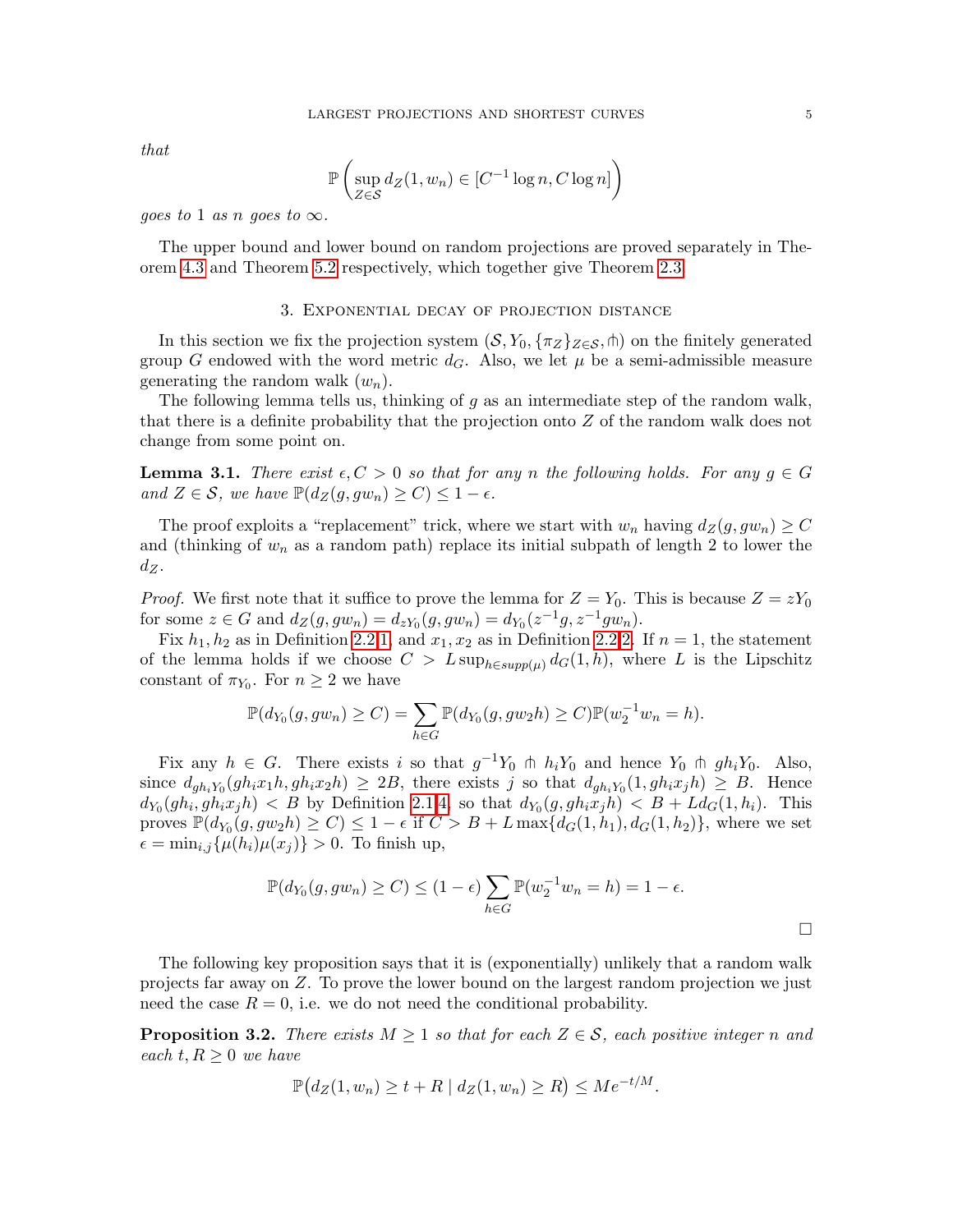*that*

$$\mathbb{P}\left(\sup_{Z\in\mathcal{S}} d_Z(1,w_n)\in[C^{-1}\log n, C\log n]\right)$$

*goes to* 1 *as* $n$ *goes to* $\infty$.

The upper bound and lower bound on random projections are proved separately in Theorem 4.3 and Theorem 5.2 respectively, which together give Theorem 2.3.

## 3. Exponential decay of projection distance

In this section we fix the projection system $(\mathcal{S}, Y_0, \{\pi_Z\}_{Z\in\mathcal{S}}, \pitchfork)$ on the finitely generated group $G$ endowed with the word metric $d_G$. Also, we let $\mu$ be a semi-admissible measure generating the random walk $(w_n)$.

The following lemma tells us, thinking of $g$ as an intermediate step of the random walk, that there is a definite probability that the projection onto $Z$ of the random walk does not change from some point on.

**Lemma 3.1.** *There exist* $\epsilon, C > 0$ *so that for any* $n$ *the following holds. For any* $g\in G$ *and* $Z\in\mathcal{S}$*, we have* $\mathbb{P}(d_Z(g,gw_n)\geq C)\leq 1-\epsilon$.

The proof exploits a "replacement" trick, where we start with $w_n$ having $d_Z(g,gw_n)\geq C$ and (thinking of $w_n$ as a random path) replace its initial subpath of length 2 to lower the $d_Z$.

*Proof.* We first note that it suffice to prove the lemma for $Z=Y_0$. This is because $Z=zY_0$ for some $z\in G$ and $d_Z(g,gw_n)=d_{zY_0}(g,gw_n)=d_{Y_0}(z^{-1}g,z^{-1}gw_n)$.

Fix $h_1,h_2$ as in Definition 2.2.1, and $x_1,x_2$ as in Definition 2.2.2. If $n=1$, the statement of the lemma holds if we choose $C>L\sup_{h\in supp(\mu)}d_G(1,h)$, where $L$ is the Lipschitz constant of $\pi_{Y_0}$. For $n\geq 2$ we have

$$\mathbb{P}(d_{Y_0}(g,gw_n)\geq C)=\sum_{h\in G}\mathbb{P}(d_{Y_0}(g,gw_2h)\geq C)\mathbb{P}(w_2^{-1}w_n=h).$$

Fix any $h\in G$. There exists $i$ so that $g^{-1}Y_0\pitchfork h_iY_0$ and hence $Y_0\pitchfork gh_iY_0$. Also, since $d_{gh_iY_0}(gh_ix_1h,gh_ix_2h)\geq 2B$, there exists $j$ so that $d_{gh_iY_0}(1,gh_ix_jh)\geq B$. Hence $d_{Y_0}(gh_i,gh_ix_jh)<B$ by Definition 2.1.4, so that $d_{Y_0}(g,gh_ix_jh)<B+Ld_G(1,h_i)$. This proves $\mathbb{P}(d_{Y_0}(g,gw_2h)\geq C)\leq 1-\epsilon$ if $C>B+L\max\{d_G(1,h_1),d_G(1,h_2)\}$, where we set $\epsilon=\min_{i,j}\{\mu(h_i)\mu(x_j)\}>0$. To finish up,

$$\mathbb{P}(d_{Y_0}(g,gw_n)\geq C)\leq(1-\epsilon)\sum_{h\in G}\mathbb{P}(w_2^{-1}w_n=h)=1-\epsilon.$$

□

The following key proposition says that it is (exponentially) unlikely that a random walk projects far away on $Z$. To prove the lower bound on the largest random projection we just need the case $R=0$, i.e. we do not need the conditional probability.

**Proposition 3.2.** *There exists* $M\geq 1$ *so that for each* $Z\in\mathcal{S}$*, each positive integer* $n$ *and each* $t,R\geq 0$ *we have*

$$\mathbb{P}\big(d_Z(1,w_n)\geq t+R\mid d_Z(1,w_n)\geq R\big)\leq Me^{-t/M}.$$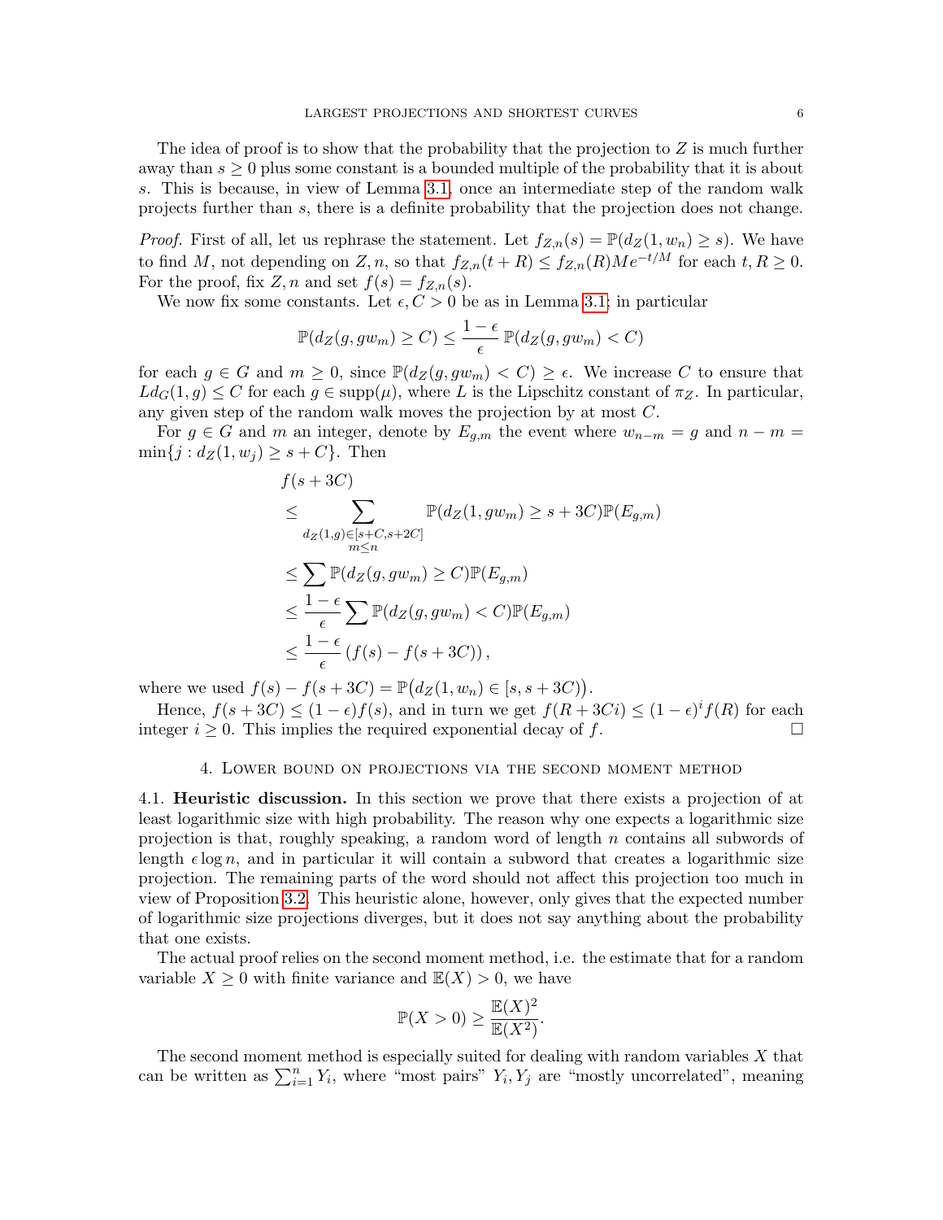The idea of proof is to show that the probability that the projection to $Z$ is much further away than $s \geq 0$ plus some constant is a bounded multiple of the probability that it is about $s$. This is because, in view of Lemma 3.1, once an intermediate step of the random walk projects further than $s$, there is a definite probability that the projection does not change.

*Proof.* First of all, let us rephrase the statement. Let $f_{Z,n}(s) = \mathbb{P}(d_Z(1, w_n) \geq s)$. We have to find $M$, not depending on $Z, n$, so that $f_{Z,n}(t+R) \leq f_{Z,n}(R) M e^{-t/M}$ for each $t, R \geq 0$. For the proof, fix $Z, n$ and set $f(s) = f_{Z,n}(s)$.

We now fix some constants. Let $\epsilon, C > 0$ be as in Lemma 3.1; in particular

$$\mathbb{P}(d_Z(g, gw_m) \geq C) \leq \frac{1-\epsilon}{\epsilon} \mathbb{P}(d_Z(g, gw_m) < C)$$

for each $g \in G$ and $m \geq 0$, since $\mathbb{P}(d_Z(g, gw_m) < C) \geq \epsilon$. We increase $C$ to ensure that $L d_G(1, g) \leq C$ for each $g \in \mathrm{supp}(\mu)$, where $L$ is the Lipschitz constant of $\pi_Z$. In particular, any given step of the random walk moves the projection by at most $C$.

For $g \in G$ and $m$ an integer, denote by $E_{g,m}$ the event where $w_{n-m} = g$ and $n - m = \min\{j : d_Z(1, w_j) \geq s + C\}$. Then

$$\begin{aligned}
&f(s+3C) \\
&\leq \sum_{\substack{d_Z(1,g) \in [s+C, s+2C] \\ m \leq n}} \mathbb{P}(d_Z(1, gw_m) \geq s + 3C) \mathbb{P}(E_{g,m}) \\
&\leq \sum \mathbb{P}(d_Z(g, gw_m) \geq C) \mathbb{P}(E_{g,m}) \\
&\leq \frac{1-\epsilon}{\epsilon} \sum \mathbb{P}(d_Z(g, gw_m) < C) \mathbb{P}(E_{g,m}) \\
&\leq \frac{1-\epsilon}{\epsilon} \left( f(s) - f(s+3C) \right),
\end{aligned}$$

where we used $f(s) - f(s+3C) = \mathbb{P}\big(d_Z(1, w_n) \in [s, s+3C)\big)$.

Hence, $f(s+3C) \leq (1-\epsilon) f(s)$, and in turn we get $f(R + 3Ci) \leq (1-\epsilon)^i f(R)$ for each integer $i \geq 0$. This implies the required exponential decay of $f$. $\square$

## 4. Lower bound on projections via the second moment method

**4.1. Heuristic discussion.** In this section we prove that there exists a projection of at least logarithmic size with high probability. The reason why one expects a logarithmic size projection is that, roughly speaking, a random word of length $n$ contains all subwords of length $\epsilon \log n$, and in particular it will contain a subword that creates a logarithmic size projection. The remaining parts of the word should not affect this projection too much in view of Proposition 3.2. This heuristic alone, however, only gives that the expected number of logarithmic size projections diverges, but it does not say anything about the probability that one exists.

The actual proof relies on the second moment method, i.e. the estimate that for a random variable $X \geq 0$ with finite variance and $\mathbb{E}(X) > 0$, we have

$$\mathbb{P}(X > 0) \geq \frac{\mathbb{E}(X)^2}{\mathbb{E}(X^2)}.$$

The second moment method is especially suited for dealing with random variables $X$ that can be written as $\sum_{i=1}^n Y_i$, where "most pairs" $Y_i, Y_j$ are "mostly uncorrelated", meaning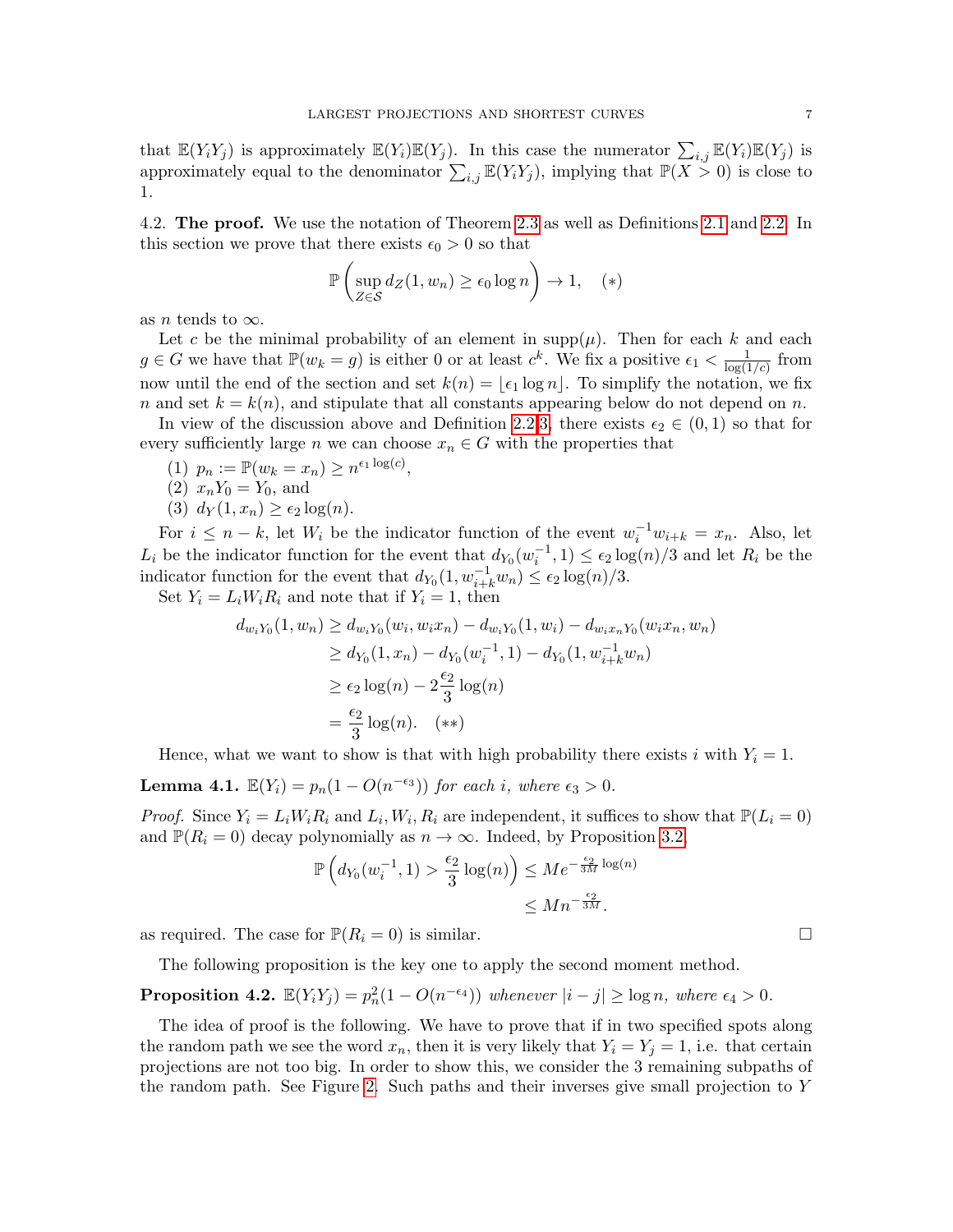that $\mathbb{E}(Y_iY_j)$ is approximately $\mathbb{E}(Y_i)\mathbb{E}(Y_j)$. In this case the numerator $\sum_{i,j}\mathbb{E}(Y_i)\mathbb{E}(Y_j)$ is approximately equal to the denominator $\sum_{i,j}\mathbb{E}(Y_iY_j)$, implying that $\mathbb{P}(X > 0)$ is close to 1.

4.2. **The proof.** We use the notation of Theorem 2.3 as well as Definitions 2.1 and 2.2. In this section we prove that there exists $\epsilon_0 > 0$ so that

$$\mathbb{P}\left(\sup_{Z\in\mathcal{S}} d_Z(1, w_n) \geq \epsilon_0 \log n\right) \to 1, \quad (*)$$

as $n$ tends to $\infty$.

Let $c$ be the minimal probability of an element in $\mathrm{supp}(\mu)$. Then for each $k$ and each $g \in G$ we have that $\mathbb{P}(w_k = g)$ is either 0 or at least $c^k$. We fix a positive $\epsilon_1 < \frac{1}{\log(1/c)}$ from now until the end of the section and set $k(n) = \lfloor \epsilon_1 \log n\rfloor$. To simplify the notation, we fix $n$ and set $k = k(n)$, and stipulate that all constants appearing below do not depend on $n$.

In view of the discussion above and Definition 2.2.3, there exists $\epsilon_2 \in (0,1)$ so that for every sufficiently large $n$ we can choose $x_n \in G$ with the properties that

(1) $p_n := \mathbb{P}(w_k = x_n) \geq n^{\epsilon_1 \log(c)}$,
(2) $x_nY_0 = Y_0$, and
(3) $d_Y(1, x_n) \geq \epsilon_2 \log(n)$.

For $i \leq n-k$, let $W_i$ be the indicator function of the event $w_i^{-1}w_{i+k} = x_n$. Also, let $L_i$ be the indicator function for the event that $d_{Y_0}(w_i^{-1}, 1) \leq \epsilon_2 \log(n)/3$ and let $R_i$ be the indicator function for the event that $d_{Y_0}(1, w_{i+k}^{-1}w_n) \leq \epsilon_2\log(n)/3$.

Set $Y_i = L_iW_iR_i$ and note that if $Y_i = 1$, then

$$\begin{aligned}
d_{w_iY_0}(1, w_n) &\geq d_{w_iY_0}(w_i, w_ix_n) - d_{w_iY_0}(1, w_i) - d_{w_ix_nY_0}(w_ix_n, w_n)\\
&\geq d_{Y_0}(1, x_n) - d_{Y_0}(w_i^{-1}, 1) - d_{Y_0}(1, w_{i+k}^{-1}w_n)\\
&\geq \epsilon_2 \log(n) - 2\frac{\epsilon_2}{3}\log(n)\\
&= \frac{\epsilon_2}{3}\log(n). \quad (**)
\end{aligned}$$

Hence, what we want to show is that with high probability there exists $i$ with $Y_i = 1$.

**Lemma 4.1.** *$\mathbb{E}(Y_i) = p_n(1 - O(n^{-\epsilon_3}))$ for each $i$, where $\epsilon_3 > 0$.*

*Proof.* Since $Y_i = L_iW_iR_i$ and $L_i, W_i, R_i$ are independent, it suffices to show that $\mathbb{P}(L_i = 0)$ and $\mathbb{P}(R_i = 0)$ decay polynomially as $n \to \infty$. Indeed, by Proposition 3.2

$$\begin{aligned}
\mathbb{P}\left(d_{Y_0}(w_i^{-1}, 1) > \frac{\epsilon_2}{3}\log(n)\right) &\leq Me^{-\frac{\epsilon_2}{3M}\log(n)}\\
&\leq Mn^{-\frac{\epsilon_2}{3M}}.
\end{aligned}$$

as required. The case for $\mathbb{P}(R_i = 0)$ is similar. □

The following proposition is the key one to apply the second moment method.

**Proposition 4.2.** *$\mathbb{E}(Y_iY_j) = p_n^2(1 - O(n^{-\epsilon_4}))$ whenever $|i - j| \geq \log n$, where $\epsilon_4 > 0$.*

The idea of proof is the following. We have to prove that if in two specified spots along the random path we see the word $x_n$, then it is very likely that $Y_i = Y_j = 1$, i.e. that certain projections are not too big. In order to show this, we consider the 3 remaining subpaths of the random path. See Figure 2. Such paths and their inverses give small projection to $Y$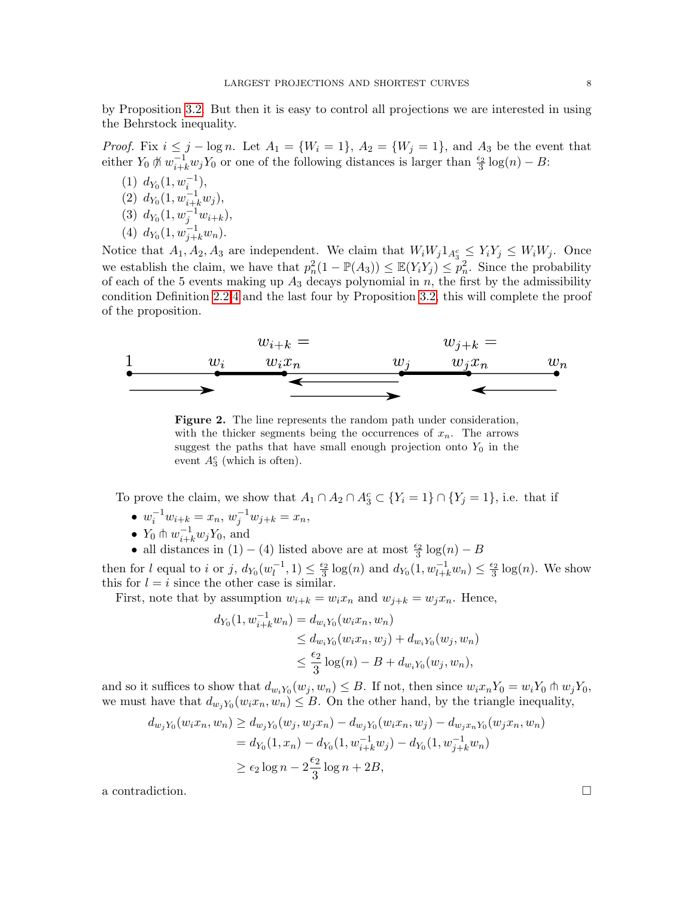by Proposition 3.2. But then it is easy to control all projections we are interested in using the Behrstock inequality.

*Proof.* Fix $i \le j - \log n$. Let $A_1 = \{W_i = 1\}$, $A_2 = \{W_j = 1\}$, and $A_3$ be the event that either $Y_0 \not\pitchfork w_{i+k}^{-1} w_j Y_0$ or one of the following distances is larger than $\frac{\epsilon_2}{3}\log(n) - B$:

(1) $d_{Y_0}(1, w_i^{-1})$,
(2) $d_{Y_0}(1, w_{i+k}^{-1} w_j)$,
(3) $d_{Y_0}(1, w_j^{-1} w_{i+k})$,
(4) $d_{Y_0}(1, w_{j+k}^{-1} w_n)$.

Notice that $A_1, A_2, A_3$ are independent. We claim that $W_i W_j 1_{A_3^c} \le Y_i Y_j \le W_i W_j$. Once we establish the claim, we have that $p_n^2(1 - \mathbb{P}(A_3)) \le \mathbb{E}(Y_i Y_j) \le p_n^2$. Since the probability of each of the 5 events making up $A_3$ decays polynomial in $n$, the first by the admissibility condition Definition 2.2.4 and the last four by Proposition 3.2, this will complete the proof of the proposition.

1

$w_i$

$w_{i+k} =$ $w_i x_n$

$w_j$

$w_{j+k} =$ $w_j x_n$

$w_n$

**Figure 2.** The line represents the random path under consideration, with the thicker segments being the occurrences of $x_n$. The arrows suggest the paths that have small enough projection onto $Y_0$ in the event $A_3^c$ (which is often).

To prove the claim, we show that $A_1 \cap A_2 \cap A_3^c \subset \{Y_i = 1\} \cap \{Y_j = 1\}$, i.e. that if

- $w_i^{-1} w_{i+k} = x_n$, $w_j^{-1} w_{j+k} = x_n$,
- $Y_0 \pitchfork w_{i+k}^{-1} w_j Y_0$, and
- all distances in (1) – (4) listed above are at most $\frac{\epsilon_2}{3}\log(n) - B$

then for $l$ equal to $i$ or $j$, $d_{Y_0}(w_l^{-1}, 1) \le \frac{\epsilon_2}{3}\log(n)$ and $d_{Y_0}(1, w_{l+k}^{-1} w_n) \le \frac{\epsilon_2}{3}\log(n)$. We show this for $l = i$ since the other case is similar.

First, note that by assumption $w_{i+k} = w_i x_n$ and $w_{j+k} = w_j x_n$. Hence,

$$
\begin{aligned}
d_{Y_0}(1, w_{i+k}^{-1} w_n) &= d_{w_i Y_0}(w_i x_n, w_n) \\
&\le d_{w_i Y_0}(w_i x_n, w_j) + d_{w_i Y_0}(w_j, w_n) \\
&\le \frac{\epsilon_2}{3}\log(n) - B + d_{w_i Y_0}(w_j, w_n),
\end{aligned}
$$

and so it suffices to show that $d_{w_i Y_0}(w_j, w_n) \le B$. If not, then since $w_i x_n Y_0 = w_i Y_0 \pitchfork w_j Y_0$, we must have that $d_{w_j Y_0}(w_i x_n, w_n) \le B$. On the other hand, by the triangle inequality,

$$
\begin{aligned}
d_{w_j Y_0}(w_i x_n, w_n) &\ge d_{w_j Y_0}(w_j, w_j x_n) - d_{w_j Y_0}(w_i x_n, w_j) - d_{w_j x_n Y_0}(w_j x_n, w_n) \\
&= d_{Y_0}(1, x_n) - d_{Y_0}(1, w_{i+k}^{-1} w_j) - d_{Y_0}(1, w_{j+k}^{-1} w_n) \\
&\ge \epsilon_2 \log n - 2\frac{\epsilon_2}{3}\log n + 2B,
\end{aligned}
$$

a contradiction. $\square$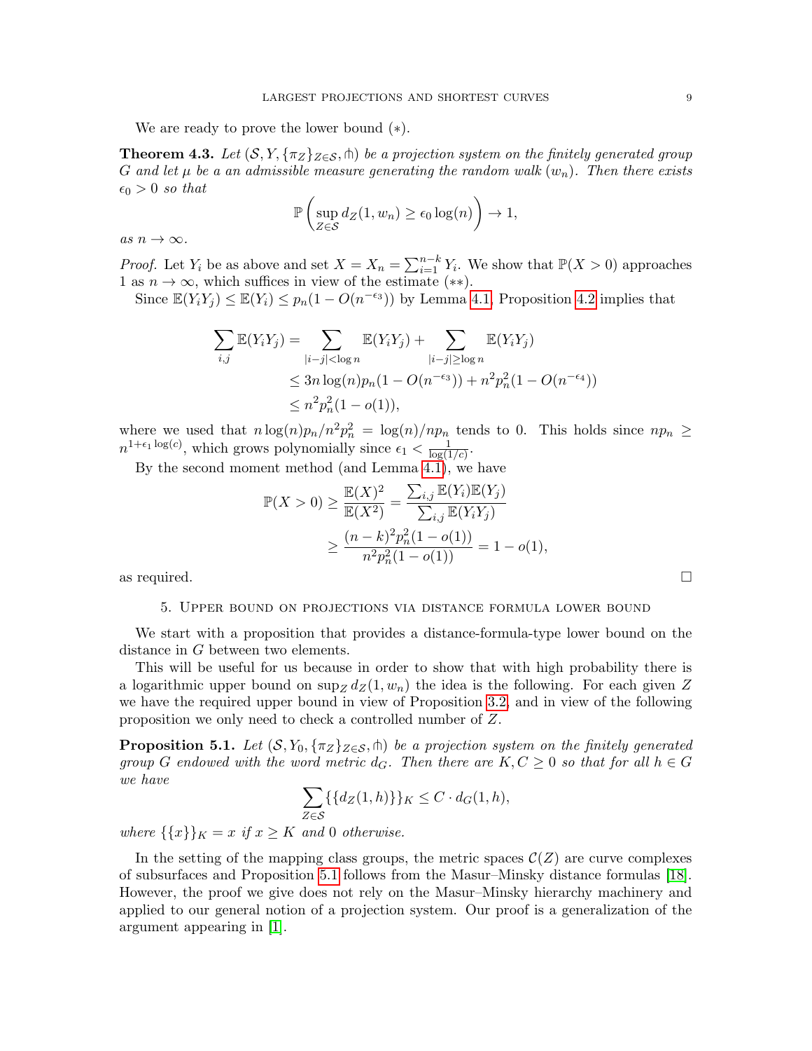We are ready to prove the lower bound $(*)$.

**Theorem 4.3.** *Let $(\mathcal{S}, Y, \{\pi_Z\}_{Z\in\mathcal{S}}, \pitchfork)$ be a projection system on the finitely generated group $G$ and let $\mu$ be a an admissible measure generating the random walk $(w_n)$. Then there exists $\epsilon_0 > 0$ so that*

$$\mathbb{P}\left(\sup_{Z\in\mathcal{S}} d_Z(1, w_n) \geq \epsilon_0 \log(n)\right) \to 1,$$

*as $n \to \infty$.*

*Proof.* Let $Y_i$ be as above and set $X = X_n = \sum_{i=1}^{n-k} Y_i$. We show that $\mathbb{P}(X > 0)$ approaches 1 as $n \to \infty$, which suffices in view of the estimate $(**)$.

Since $\mathbb{E}(Y_iY_j) \leq \mathbb{E}(Y_i) \leq p_n(1 - O(n^{-\epsilon_3}))$ by Lemma 4.1, Proposition 4.2 implies that

$$\begin{aligned}
\sum_{i,j} \mathbb{E}(Y_iY_j) &= \sum_{|i-j|<\log n} \mathbb{E}(Y_iY_j) + \sum_{|i-j|\geq \log n} \mathbb{E}(Y_iY_j) \\
&\leq 3n\log(n)p_n(1 - O(n^{-\epsilon_3})) + n^2p_n^2(1 - O(n^{-\epsilon_4})) \\
&\leq n^2p_n^2(1 - o(1)),
\end{aligned}$$

where we used that $n\log(n)p_n/n^2p_n^2 = \log(n)/np_n$ tends to 0. This holds since $np_n \geq n^{1+\epsilon_1 \log(c)}$, which grows polynomially since $\epsilon_1 < \frac{1}{\log(1/c)}$.

By the second moment method (and Lemma 4.1), we have

$$\begin{aligned}
\mathbb{P}(X > 0) &\geq \frac{\mathbb{E}(X)^2}{\mathbb{E}(X^2)} = \frac{\sum_{i,j} \mathbb{E}(Y_i)\mathbb{E}(Y_j)}{\sum_{i,j} \mathbb{E}(Y_iY_j)} \\
&\geq \frac{(n-k)^2p_n^2(1 - o(1))}{n^2p_n^2(1 - o(1))} = 1 - o(1),
\end{aligned}$$

as required. $\square$

## 5. Upper bound on projections via distance formula lower bound

We start with a proposition that provides a distance-formula-type lower bound on the distance in $G$ between two elements.

This will be useful for us because in order to show that with high probability there is a logarithmic upper bound on $\sup_Z d_Z(1, w_n)$ the idea is the following. For each given $Z$ we have the required upper bound in view of Proposition 3.2, and in view of the following proposition we only need to check a controlled number of $Z$.

**Proposition 5.1.** *Let $(\mathcal{S}, Y_0, \{\pi_Z\}_{Z\in\mathcal{S}}, \pitchfork)$ be a projection system on the finitely generated group $G$ endowed with the word metric $d_G$. Then there are $K, C \geq 0$ so that for all $h \in G$ we have*

$$\sum_{Z\in\mathcal{S}} \{\{d_Z(1, h)\}\}_K \leq C \cdot d_G(1, h),$$

*where $\{\{x\}\}_K = x$ if $x \geq K$ and $0$ otherwise.*

In the setting of the mapping class groups, the metric spaces $\mathcal{C}(Z)$ are curve complexes of subsurfaces and Proposition 5.1 follows from the Masur–Minsky distance formulas [18]. However, the proof we give does not rely on the Masur–Minsky hierarchy machinery and applied to our general notion of a projection system. Our proof is a generalization of the argument appearing in [1].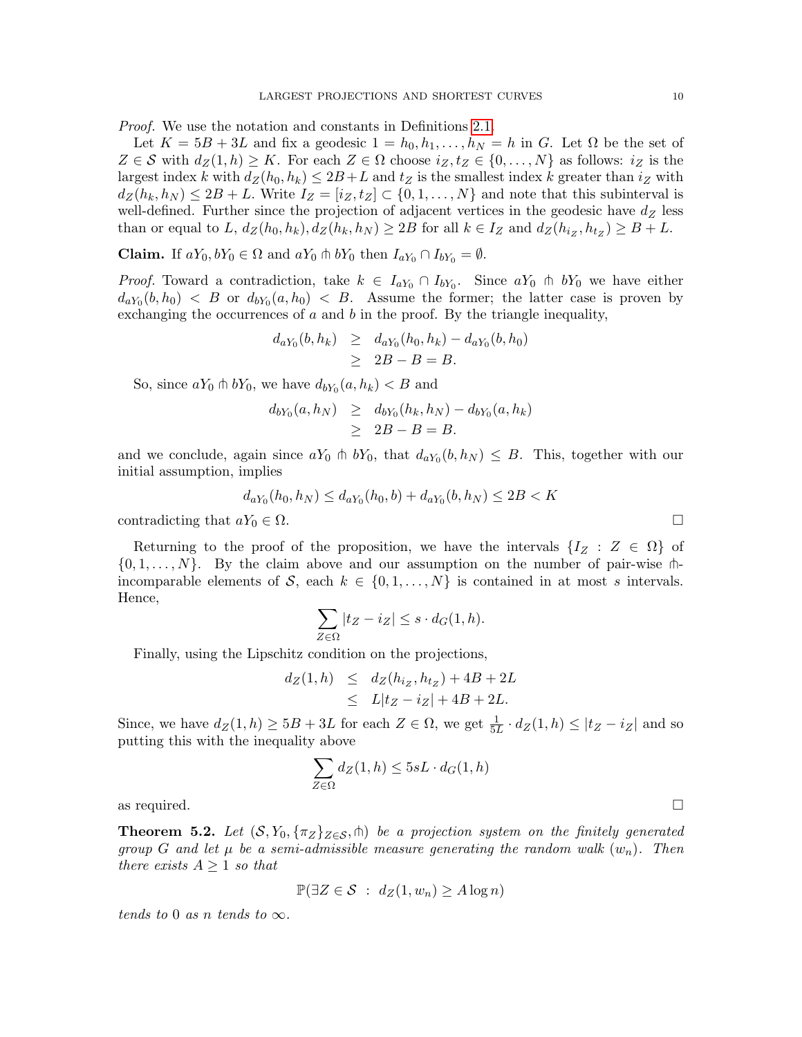*Proof.* We use the notation and constants in Definitions 2.1.

Let $K = 5B + 3L$ and fix a geodesic $1 = h_0, h_1, \ldots, h_N = h$ in $G$. Let $\Omega$ be the set of $Z \in \mathcal{S}$ with $d_Z(1, h) \geq K$. For each $Z \in \Omega$ choose $i_Z, t_Z \in \{0, \ldots, N\}$ as follows: $i_Z$ is the largest index $k$ with $d_Z(h_0, h_k) \leq 2B + L$ and $t_Z$ is the smallest index $k$ greater than $i_Z$ with $d_Z(h_k, h_N) \leq 2B + L$. Write $I_Z = [i_Z, t_Z] \subset \{0, 1, \ldots, N\}$ and note that this subinterval is well-defined. Further since the projection of adjacent vertices in the geodesic have $d_Z$ less than or equal to $L$, $d_Z(h_0, h_k), d_Z(h_k, h_N) \geq 2B$ for all $k \in I_Z$ and $d_Z(h_{i_Z}, h_{t_Z}) \geq B + L$.

**Claim.** If $aY_0, bY_0 \in \Omega$ and $aY_0 \pitchfork bY_0$ then $I_{aY_0} \cap I_{bY_0} = \emptyset$.

*Proof.* Toward a contradiction, take $k \in I_{aY_0} \cap I_{bY_0}$. Since $aY_0 \pitchfork bY_0$ we have either $d_{aY_0}(b, h_0) < B$ or $d_{bY_0}(a, h_0) < B$. Assume the former; the latter case is proven by exchanging the occurrences of $a$ and $b$ in the proof. By the triangle inequality,

$$\begin{aligned} d_{aY_0}(b, h_k) &\geq d_{aY_0}(h_0, h_k) - d_{aY_0}(b, h_0) \\ &\geq 2B - B = B. \end{aligned}$$

So, since $aY_0 \pitchfork bY_0$, we have $d_{bY_0}(a, h_k) < B$ and

$$\begin{aligned} d_{bY_0}(a, h_N) &\geq d_{bY_0}(h_k, h_N) - d_{bY_0}(a, h_k) \\ &\geq 2B - B = B. \end{aligned}$$

and we conclude, again since $aY_0 \pitchfork bY_0$, that $d_{aY_0}(b, h_N) \leq B$. This, together with our initial assumption, implies

$$d_{aY_0}(h_0, h_N) \leq d_{aY_0}(h_0, b) + d_{aY_0}(b, h_N) \leq 2B < K$$

contradicting that $aY_0 \in \Omega$. $\square$

Returning to the proof of the proposition, we have the intervals $\{I_Z : Z \in \Omega\}$ of $\{0, 1, \ldots, N\}$. By the claim above and our assumption on the number of pair-wise $\pitchfork$-incomparable elements of $\mathcal{S}$, each $k \in \{0, 1, \ldots, N\}$ is contained in at most $s$ intervals. Hence,

$$\sum_{Z \in \Omega} |t_Z - i_Z| \leq s \cdot d_G(1, h).$$

Finally, using the Lipschitz condition on the projections,

$$\begin{aligned} d_Z(1, h) &\leq d_Z(h_{i_Z}, h_{t_Z}) + 4B + 2L \\ &\leq L|t_Z - i_Z| + 4B + 2L. \end{aligned}$$

Since, we have $d_Z(1, h) \geq 5B + 3L$ for each $Z \in \Omega$, we get $\frac{1}{5L} \cdot d_Z(1, h) \leq |t_Z - i_Z|$ and so putting this with the inequality above

$$\sum_{Z \in \Omega} d_Z(1, h) \leq 5sL \cdot d_G(1, h)$$

as required. $\square$

**Theorem 5.2.** *Let $(\mathcal{S}, Y_0, \{\pi_Z\}_{Z \in \mathcal{S}}, \pitchfork)$ be a projection system on the finitely generated group $G$ and let $\mu$ be a semi-admissible measure generating the random walk $(w_n)$. Then there exists $A \geq 1$ so that*

$$\mathbb{P}(\exists Z \in \mathcal{S} \ : \ d_Z(1, w_n) \geq A \log n)$$

*tends to $0$ as $n$ tends to $\infty$.*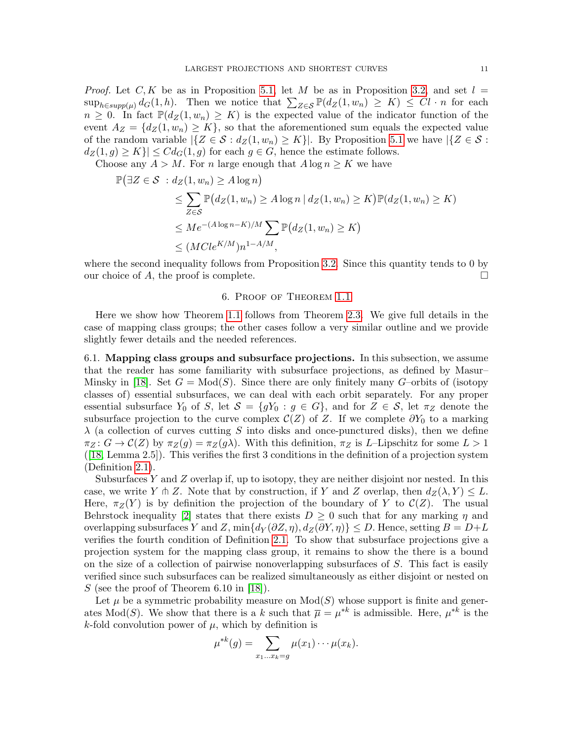*Proof.* Let $C, K$ be as in Proposition 5.1, let $M$ be as in Proposition 3.2, and set $l = \sup_{h \in supp(\mu)} d_G(1,h)$. Then we notice that $\sum_{Z \in \mathcal{S}} \mathbb{P}(d_Z(1,w_n) \geq K) \leq Cl \cdot n$ for each $n \geq 0$. In fact $\mathbb{P}(d_Z(1,w_n) \geq K)$ is the expected value of the indicator function of the event $A_Z = \{d_Z(1,w_n) \geq K\}$, so that the expected sum equals the expected value of the random variable $|\{Z \in \mathcal{S} : d_Z(1,w_n) \geq K\}|$. By Proposition 5.1 we have $|\{Z \in \mathcal{S} : d_Z(1,g) \geq K\}| \leq C d_G(1,g)$ for each $g \in G$, hence the estimate follows.

Choose any $A > M$. For $n$ large enough that $A \log n \geq K$ we have

$$
\begin{aligned}
\mathbb{P}\big(\exists Z \in \mathcal{S} \ : d_Z(1,w_n) \geq A \log n\big) & \\
&\leq \sum_{Z \in \mathcal{S}} \mathbb{P}\big(d_Z(1,w_n) \geq A \log n \mid d_Z(1,w_n) \geq K\big) \mathbb{P}(d_Z(1,w_n) \geq K) \\
&\leq M e^{-(A \log n - K)/M} \sum \mathbb{P}\big(d_Z(1,w_n) \geq K\big) \\
&\leq (MCle^{K/M}) n^{1-A/M},
\end{aligned}
$$

where the second inequality follows from Proposition 3.2. Since this quantity tends to 0 by our choice of $A$, the proof is complete. □

## 6. Proof of Theorem 1.1

Here we show how Theorem 1.1 follows from Theorem 2.3. We give full details in the case of mapping class groups; the other cases follow a very similar outline and we provide slightly fewer details and the needed references.

6.1. **Mapping class groups and subsurface projections.** In this subsection, we assume that the reader has some familiarity with subsurface projections, as defined by Masur–Minsky in [18]. Set $G = \mathrm{Mod}(S)$. Since there are only finitely many $G$–orbits of (isotopy classes of) essential subsurfaces, we can deal with each orbit separately. For any proper essential subsurface $Y_0$ of $S$, let $\mathcal{S} = \{gY_0 : g \in G\}$, and for $Z \in \mathcal{S}$, let $\pi_Z$ denote the subsurface projection to the curve complex $\mathcal{C}(Z)$ of $Z$. If we complete $\partial Y_0$ to a marking $\lambda$ (a collection of curves cutting $S$ into disks and once-punctured disks), then we define $\pi_Z \colon G \to \mathcal{C}(Z)$ by $\pi_Z(g) = \pi_Z(g\lambda)$. With this definition, $\pi_Z$ is $L$–Lipschitz for some $L > 1$ ([18, Lemma 2.5]). This verifies the first 3 conditions in the definition of a projection system (Definition 2.1).

Subsurfaces $Y$ and $Z$ overlap if, up to isotopy, they are neither disjoint nor nested. In this case, we write $Y \pitchfork Z$. Note that by construction, if $Y$ and $Z$ overlap, then $d_Z(\lambda, Y) \leq L$. Here, $\pi_Z(Y)$ is by definition the projection of the boundary of $Y$ to $\mathcal{C}(Z)$. The usual Behrstock inequality [2] states that there exists $D \geq 0$ such that for any marking $\eta$ and overlapping subsurfaces $Y$ and $Z$, $\min\{d_Y(\partial Z, \eta), d_Z(\partial Y, \eta)\} \leq D$. Hence, setting $B = D + L$ verifies the fourth condition of Definition 2.1. To show that subsurface projections give a projection system for the mapping class group, it remains to show the there is a bound on the size of a collection of pairwise nonoverlapping subsurfaces of $S$. This fact is easily verified since such subsurfaces can be realized simultaneously as either disjoint or nested on $S$ (see the proof of Theorem 6.10 in [18]).

Let $\mu$ be a symmetric probability measure on $\mathrm{Mod}(S)$ whose support is finite and generates $\mathrm{Mod}(S)$. We show that there is a $k$ such that $\overline{\mu} = \mu^{*k}$ is admissible. Here, $\mu^{*k}$ is the $k$-fold convolution power of $\mu$, which by definition is

$$
\mu^{*k}(g) = \sum_{x_1 \dots x_k = g} \mu(x_1) \cdots \mu(x_k).
$$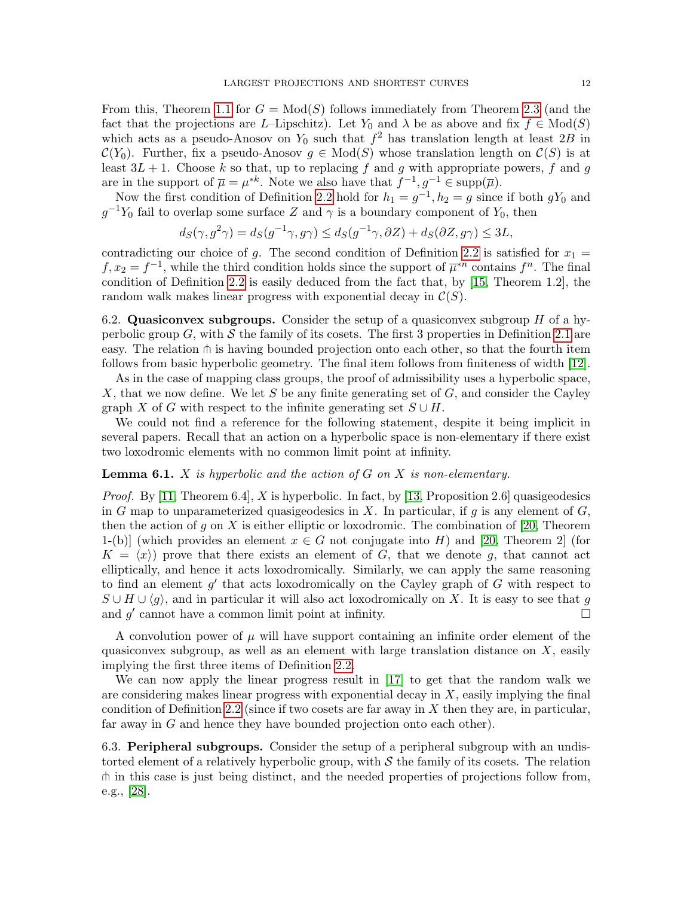From this, Theorem 1.1 for $G = \mathrm{Mod}(S)$ follows immediately from Theorem 2.3 (and the fact that the projections are $L$–Lipschitz). Let $Y_0$ and $\lambda$ be as above and fix $f \in \mathrm{Mod}(S)$ which acts as a pseudo-Anosov on $Y_0$ such that $f^2$ has translation length at least $2B$ in $\mathcal{C}(Y_0)$. Further, fix a pseudo-Anosov $g \in \mathrm{Mod}(S)$ whose translation length on $\mathcal{C}(S)$ is at least $3L+1$. Choose $k$ so that, up to replacing $f$ and $g$ with appropriate powers, $f$ and $g$ are in the support of $\overline{\mu} = \mu^{*k}$. Note we also have that $f^{-1}, g^{-1} \in \mathrm{supp}(\overline{\mu})$.

Now the first condition of Definition 2.2 hold for $h_1 = g^{-1}, h_2 = g$ since if both $gY_0$ and $g^{-1}Y_0$ fail to overlap some surface $Z$ and $\gamma$ is a boundary component of $Y_0$, then

$$d_S(\gamma, g^2\gamma) = d_S(g^{-1}\gamma, g\gamma) \leq d_S(g^{-1}\gamma, \partial Z) + d_S(\partial Z, g\gamma) \leq 3L,$$

contradicting our choice of $g$. The second condition of Definition 2.2 is satisfied for $x_1 = f, x_2 = f^{-1}$, while the third condition holds since the support of $\overline{\mu}^{*n}$ contains $f^n$. The final condition of Definition 2.2 is easily deduced from the fact that, by [15, Theorem 1.2], the random walk makes linear progress with exponential decay in $\mathcal{C}(S)$.

6.2. **Quasiconvex subgroups.** Consider the setup of a quasiconvex subgroup $H$ of a hyperbolic group $G$, with $\mathcal{S}$ the family of its cosets. The first 3 properties in Definition 2.1 are easy. The relation $\pitchfork$ is having bounded projection onto each other, so that the fourth item follows from basic hyperbolic geometry. The final item follows from finiteness of width [12].

As in the case of mapping class groups, the proof of admissibility uses a hyperbolic space, $X$, that we now define. We let $S$ be any finite generating set of $G$, and consider the Cayley graph $X$ of $G$ with respect to the infinite generating set $S \cup H$.

We could not find a reference for the following statement, despite it being implicit in several papers. Recall that an action on a hyperbolic space is non-elementary if there exist two loxodromic elements with no common limit point at infinity.

**Lemma 6.1.** *$X$ is hyperbolic and the action of $G$ on $X$ is non-elementary.*

*Proof.* By [11, Theorem 6.4], $X$ is hyperbolic. In fact, by [13, Proposition 2.6] quasigeodesics in $G$ map to unparameterized quasigeodesics in $X$. In particular, if $g$ is any element of $G$, then the action of $g$ on $X$ is either elliptic or loxodromic. The combination of [20, Theorem 1-(b)] (which provides an element $x \in G$ not conjugate into $H$) and [20, Theorem 2] (for $K = \langle x \rangle$) prove that there exists an element of $G$, that we denote $g$, that cannot act elliptically, and hence it acts loxodromically. Similarly, we can apply the same reasoning to find an element $g'$ that acts loxodromically on the Cayley graph of $G$ with respect to $S \cup H \cup \langle g \rangle$, and in particular it will also act loxodromically on $X$. It is easy to see that $g$ and $g'$ cannot have a common limit point at infinity. □

A convolution power of $\mu$ will have support containing an infinite order element of the quasiconvex subgroup, as well as an element with large translation distance on $X$, easily implying the first three items of Definition 2.2.

We can now apply the linear progress result in [17] to get that the random walk we are considering makes linear progress with exponential decay in $X$, easily implying the final condition of Definition 2.2 (since if two cosets are far away in $X$ then they are, in particular, far away in $G$ and hence they have bounded projection onto each other).

6.3. **Peripheral subgroups.** Consider the setup of a peripheral subgroup with an undistorted element of a relatively hyperbolic group, with $\mathcal{S}$ the family of its cosets. The relation $\pitchfork$ in this case is just being distinct, and the needed properties of projections follow from, e.g., [28].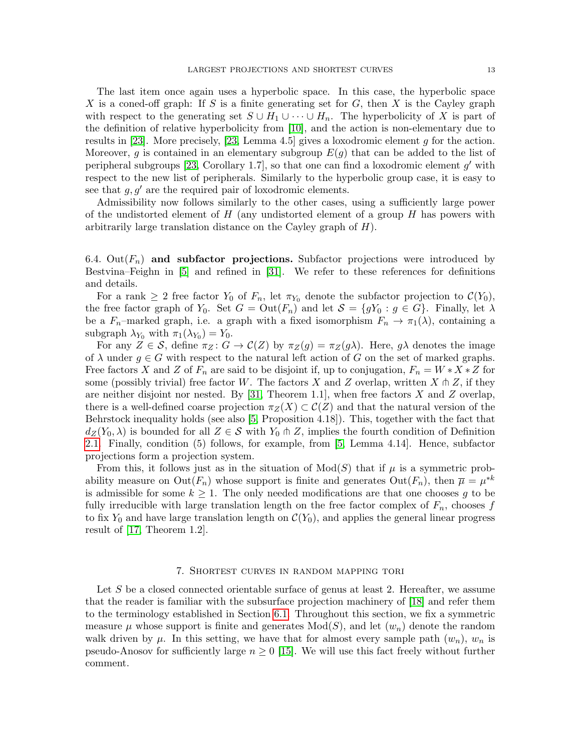The last item once again uses a hyperbolic space. In this case, the hyperbolic space $X$ is a coned-off graph: If $S$ is a finite generating set for $G$, then $X$ is the Cayley graph with respect to the generating set $S \cup H_1 \cup \cdots \cup H_n$. The hyperbolicity of $X$ is part of the definition of relative hyperbolicity from [10], and the action is non-elementary due to results in [23]. More precisely, [23, Lemma 4.5] gives a loxodromic element $g$ for the action. Moreover, $g$ is contained in an elementary subgroup $E(g)$ that can be added to the list of peripheral subgroups [23, Corollary 1.7], so that one can find a loxodromic element $g'$ with respect to the new list of peripherals. Similarly to the hyperbolic group case, it is easy to see that $g, g'$ are the required pair of loxodromic elements.

Admissibility now follows similarly to the other cases, using a sufficiently large power of the undistorted element of $H$ (any undistorted element of a group $H$ has powers with arbitrarily large translation distance on the Cayley graph of $H$).

6.4. $\mathrm{Out}(F_n)$ **and subfactor projections.** Subfactor projections were introduced by Bestvina–Feighn in [5] and refined in [31]. We refer to these references for definitions and details.

For a rank $\geq 2$ free factor $Y_0$ of $F_n$, let $\pi_{Y_0}$ denote the subfactor projection to $\mathcal{C}(Y_0)$, the free factor graph of $Y_0$. Set $G = \mathrm{Out}(F_n)$ and let $\mathcal{S} = \{gY_0 : g \in G\}$. Finally, let $\lambda$ be a $F_n$–marked graph, i.e. a graph with a fixed isomorphism $F_n \to \pi_1(\lambda)$, containing a subgraph $\lambda_{Y_0}$ with $\pi_1(\lambda_{Y_0}) = Y_0$.

For any $Z \in \mathcal{S}$, define $\pi_Z \colon G \to \mathcal{C}(Z)$ by $\pi_Z(g) = \pi_Z(g\lambda)$. Here, $g\lambda$ denotes the image of $\lambda$ under $g \in G$ with respect to the natural left action of $G$ on the set of marked graphs. Free factors $X$ and $Z$ of $F_n$ are said to be disjoint if, up to conjugation, $F_n = W * X * Z$ for some (possibly trivial) free factor $W$. The factors $X$ and $Z$ overlap, written $X \pitchfork Z$, if they are neither disjoint nor nested. By [31, Theorem 1.1], when free factors $X$ and $Z$ overlap, there is a well-defined coarse projection $\pi_Z(X) \subset \mathcal{C}(Z)$ and that the natural version of the Behrstock inequality holds (see also [5, Proposition 4.18]). This, together with the fact that $d_Z(Y_0, \lambda)$ is bounded for all $Z \in \mathcal{S}$ with $Y_0 \pitchfork Z$, implies the fourth condition of Definition 2.1. Finally, condition (5) follows, for example, from [5, Lemma 4.14]. Hence, subfactor projections form a projection system.

From this, it follows just as in the situation of $\mathrm{Mod}(S)$ that if $\mu$ is a symmetric probability measure on $\mathrm{Out}(F_n)$ whose support is finite and generates $\mathrm{Out}(F_n)$, then $\overline{\mu} = \mu^{*k}$ is admissible for some $k \geq 1$. The only needed modifications are that one chooses $g$ to be fully irreducible with large translation length on the free factor complex of $F_n$, chooses $f$ to fix $Y_0$ and have large translation length on $\mathcal{C}(Y_0)$, and applies the general linear progress result of [17, Theorem 1.2].

## 7. Shortest curves in random mapping tori

Let $S$ be a closed connected orientable surface of genus at least 2. Hereafter, we assume that the reader is familiar with the subsurface projection machinery of [18] and refer them to the terminology established in Section 6.1. Throughout this section, we fix a symmetric measure $\mu$ whose support is finite and generates $\mathrm{Mod}(S)$, and let $(w_n)$ denote the random walk driven by $\mu$. In this setting, we have that for almost every sample path $(w_n)$, $w_n$ is pseudo-Anosov for sufficiently large $n \geq 0$ [15]. We will use this fact freely without further comment.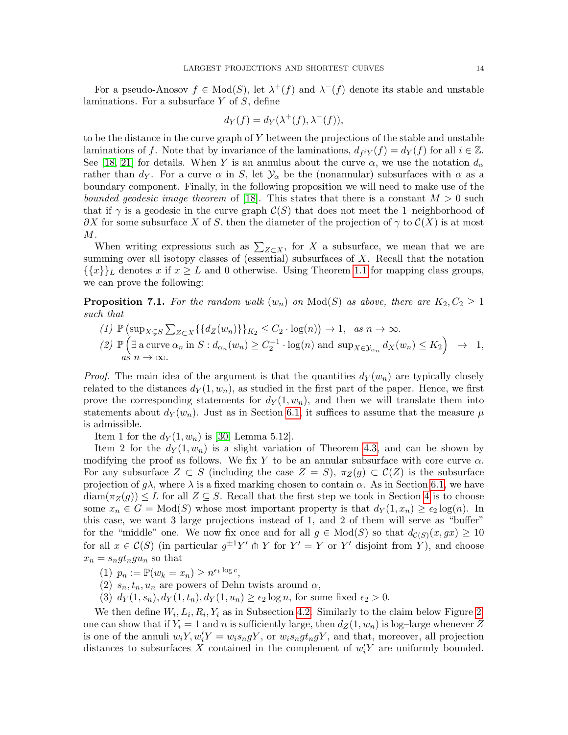For a pseudo-Anosov $f \in \mathrm{Mod}(S)$, let $\lambda^+(f)$ and $\lambda^-(f)$ denote its stable and unstable laminations. For a subsurface $Y$ of $S$, define

$$d_Y(f) = d_Y(\lambda^+(f), \lambda^-(f)),$$

to be the distance in the curve graph of $Y$ between the projections of the stable and unstable laminations of $f$. Note that by invariance of the laminations, $d_{f^iY}(f) = d_Y(f)$ for all $i \in \mathbb{Z}$. See [18, 21] for details. When $Y$ is an annulus about the curve $\alpha$, we use the notation $d_\alpha$ rather than $d_Y$. For a curve $\alpha$ in $S$, let $\mathcal{Y}_\alpha$ be the (nonannular) subsurfaces with $\alpha$ as a boundary component. Finally, in the following proposition we will need to make use of the *bounded geodesic image theorem* of [18]. This states that there is a constant $M > 0$ such that if $\gamma$ is a geodesic in the curve graph $\mathcal{C}(S)$ that does not meet the 1–neighborhood of $\partial X$ for some subsurface $X$ of $S$, then the diameter of the projection of $\gamma$ to $\mathcal{C}(X)$ is at most $M$.

When writing expressions such as $\sum_{Z \subset X}$, for $X$ a subsurface, we mean that we are summing over all isotopy classes of (essential) subsurfaces of $X$. Recall that the notation $\{\{x\}\}_L$ denotes $x$ if $x \geq L$ and 0 otherwise. Using Theorem 1.1 for mapping class groups, we can prove the following:

**Proposition 7.1.** *For the random walk $(w_n)$ on $\mathrm{Mod}(S)$ as above, there are $K_2, C_2 \geq 1$ such that*

*(1) $\mathbb{P}\left(\sup_{X \subsetneq S} \sum_{Z \subset X} \{\{d_Z(w_n)\}\}_{K_2} \leq C_2 \cdot \log(n)\right) \to 1, \ \ as\ n \to \infty.$*

*(2) $\mathbb{P}\left(\exists \text{ a curve } \alpha_n \text{ in } S : d_{\alpha_n}(w_n) \geq C_2^{-1} \cdot \log(n) \text{ and } \sup_{X \in \mathcal{Y}_{\alpha_n}} d_X(w_n) \leq K_2\right) \ \to \ 1,$ as $n \to \infty$.*

*Proof.* The main idea of the argument is that the quantities $d_Y(w_n)$ are typically closely related to the distances $d_Y(1, w_n)$, as studied in the first part of the paper. Hence, we first prove the corresponding statements for $d_Y(1, w_n)$, and then we will translate them into statements about $d_Y(w_n)$. Just as in Section 6.1, it suffices to assume that the measure $\mu$ is admissible.

Item 1 for the $d_Y(1, w_n)$ is [30, Lemma 5.12].

Item 2 for the $d_Y(1, w_n)$ is a slight variation of Theorem 4.3, and can be shown by modifying the proof as follows. We fix $Y$ to be an annular subsurface with core curve $\alpha$. For any subsurface $Z \subset S$ (including the case $Z = S$), $\pi_Z(g) \subset \mathcal{C}(Z)$ is the subsurface projection of $g\lambda$, where $\lambda$ is a fixed marking chosen to contain $\alpha$. As in Section 6.1, we have $\mathrm{diam}(\pi_Z(g)) \leq L$ for all $Z \subseteq S$. Recall that the first step we took in Section 4 is to choose some $x_n \in G = \mathrm{Mod}(S)$ whose most important property is that $d_Y(1, x_n) \geq \epsilon_2 \log(n)$. In this case, we want 3 large projections instead of 1, and 2 of them will serve as "buffer" for the "middle" one. We now fix once and for all $g \in \mathrm{Mod}(S)$ so that $d_{\mathcal{C}(S)}(x, gx) \geq 10$ for all $x \in \mathcal{C}(S)$ (in particular $g^{\pm 1}Y' \pitchfork Y$ for $Y' = Y$ or $Y'$ disjoint from $Y$), and choose $x_n = s_n g t_n g u_n$ so that

(1) $p_n := \mathbb{P}(w_k = x_n) \geq n^{\epsilon_1 \log c}$,

(2) $s_n, t_n, u_n$ are powers of Dehn twists around $\alpha$,

(3) $d_Y(1, s_n), d_Y(1, t_n), d_Y(1, u_n) \geq \epsilon_2 \log n$, for some fixed $\epsilon_2 > 0$.

We then define $W_i, L_i, R_i, Y_i$ as in Subsection 4.2. Similarly to the claim below Figure 2, one can show that if $Y_i = 1$ and $n$ is sufficiently large, then $d_Z(1, w_n)$ is log–large whenever $Z$ is one of the annuli $w_iY, w_i'Y = w_i s_n g Y$, or $w_i s_n g t_n g Y$, and that, moreover, all projection distances to subsurfaces $X$ contained in the complement of $w_i'Y$ are uniformly bounded.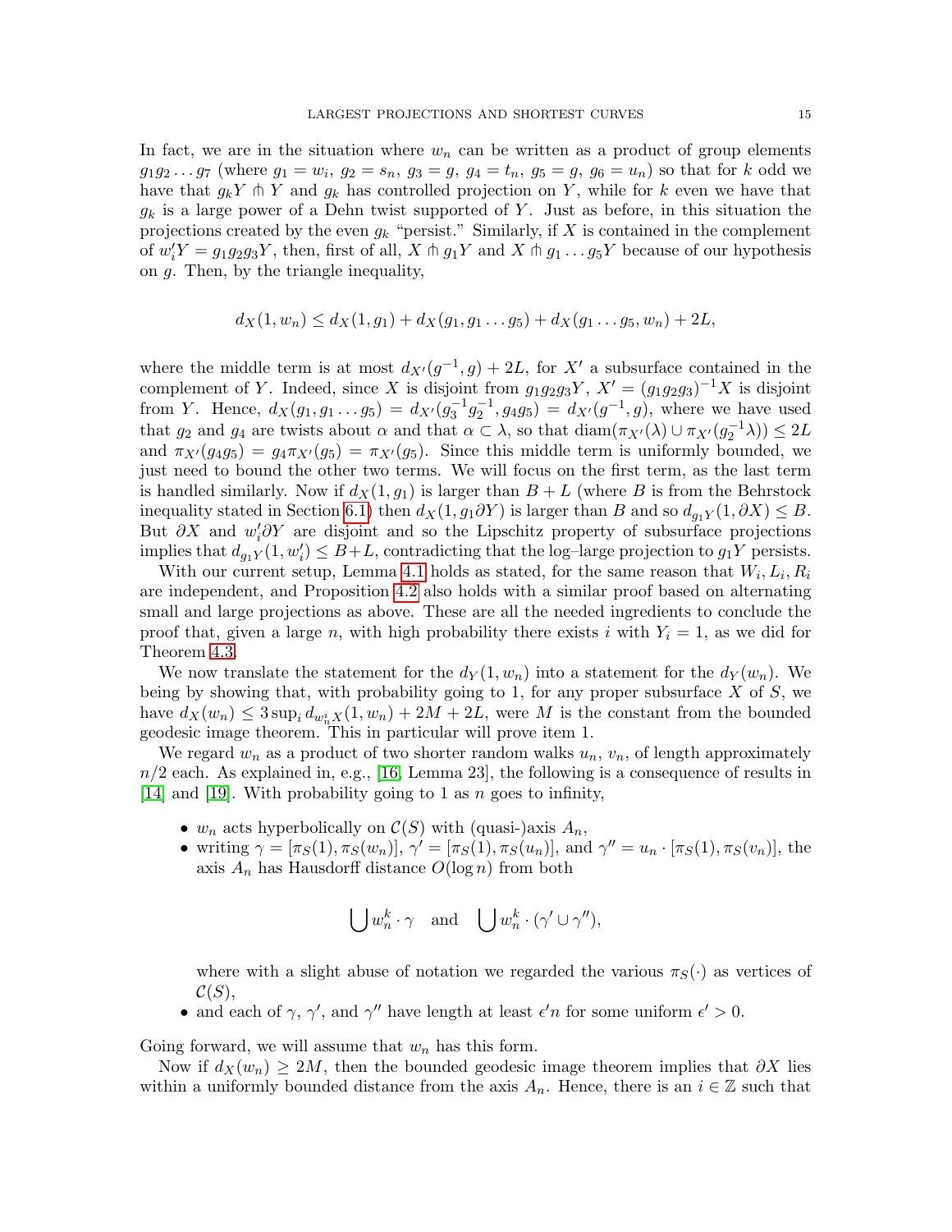In fact, we are in the situation where $w_n$ can be written as a product of group elements $g_1 g_2 \dots g_7$ (where $g_1 = w_i$, $g_2 = s_n$, $g_3 = g$, $g_4 = t_n$, $g_5 = g$, $g_6 = u_n$) so that for $k$ odd we have that $g_k Y \pitchfork Y$ and $g_k$ has controlled projection on $Y$, while for $k$ even we have that $g_k$ is a large power of a Dehn twist supported of $Y$. Just as before, in this situation the projections created by the even $g_k$ "persist." Similarly, if $X$ is contained in the complement of $w_i' Y = g_1 g_2 g_3 Y$, then, first of all, $X \pitchfork g_1 Y$ and $X \pitchfork g_1 \dots g_5 Y$ because of our hypothesis on $g$. Then, by the triangle inequality,

$$d_X(1, w_n) \leq d_X(1, g_1) + d_X(g_1, g_1 \dots g_5) + d_X(g_1 \dots g_5, w_n) + 2L,$$

where the middle term is at most $d_{X'}(g^{-1}, g) + 2L$, for $X'$ a subsurface contained in the complement of $Y$. Indeed, since $X$ is disjoint from $g_1 g_2 g_3 Y$, $X' = (g_1 g_2 g_3)^{-1} X$ is disjoint from $Y$. Hence, $d_X(g_1, g_1 \dots g_5) = d_{X'}(g_3^{-1} g_2^{-1}, g_4 g_5) = d_{X'}(g^{-1}, g)$, where we have used that $g_2$ and $g_4$ are twists about $\alpha$ and that $\alpha \subset \lambda$, so that $\mathrm{diam}(\pi_{X'}(\lambda) \cup \pi_{X'}(g_2^{-1}\lambda)) \leq 2L$ and $\pi_{X'}(g_4 g_5) = g_4 \pi_{X'}(g_5) = \pi_{X'}(g_5)$. Since this middle term is uniformly bounded, we just need to bound the other two terms. We will focus on the first term, as the last term is handled similarly. Now if $d_X(1, g_1)$ is larger than $B + L$ (where $B$ is from the Behrstock inequality stated in Section 6.1) then $d_X(1, g_1 \partial Y)$ is larger than $B$ and so $d_{g_1 Y}(1, \partial X) \leq B$. But $\partial X$ and $w_i' \partial Y$ are disjoint and so the Lipschitz property of subsurface projections implies that $d_{g_1 Y}(1, w_i') \leq B + L$, contradicting that the log–large projection to $g_1 Y$ persists.

With our current setup, Lemma 4.1 holds as stated, for the same reason that $W_i, L_i, R_i$ are independent, and Proposition 4.2 also holds with a similar proof based on alternating small and large projections as above. These are all the needed ingredients to conclude the proof that, given a large $n$, with high probability there exists $i$ with $Y_i = 1$, as we did for Theorem 4.3.

We now translate the statement for the $d_Y(1, w_n)$ into a statement for the $d_Y(w_n)$. We being by showing that, with probability going to 1, for any proper subsurface $X$ of $S$, we have $d_X(w_n) \leq 3 \sup_i d_{w_n^i X}(1, w_n) + 2M + 2L$, were $M$ is the constant from the bounded geodesic image theorem. This in particular will prove item 1.

We regard $w_n$ as a product of two shorter random walks $u_n$, $v_n$, of length approximately $n/2$ each. As explained in, e.g., [16, Lemma 23], the following is a consequence of results in [14] and [19]. With probability going to 1 as $n$ goes to infinity,

- $w_n$ acts hyperbolically on $\mathcal{C}(S)$ with (quasi-)axis $A_n$,
- writing $\gamma = [\pi_S(1), \pi_S(w_n)]$, $\gamma' = [\pi_S(1), \pi_S(u_n)]$, and $\gamma'' = u_n \cdot [\pi_S(1), \pi_S(v_n)]$, the axis $A_n$ has Hausdorff distance $O(\log n)$ from both

$$\bigcup w_n^k \cdot \gamma \quad \text{and} \quad \bigcup w_n^k \cdot (\gamma' \cup \gamma''),$$

  where with a slight abuse of notation we regarded the various $\pi_S(\cdot)$ as vertices of $\mathcal{C}(S)$,
- and each of $\gamma$, $\gamma'$, and $\gamma''$ have length at least $\epsilon' n$ for some uniform $\epsilon' > 0$.

Going forward, we will assume that $w_n$ has this form.

Now if $d_X(w_n) \geq 2M$, then the bounded geodesic image theorem implies that $\partial X$ lies within a uniformly bounded distance from the axis $A_n$. Hence, there is an $i \in \mathbb{Z}$ such that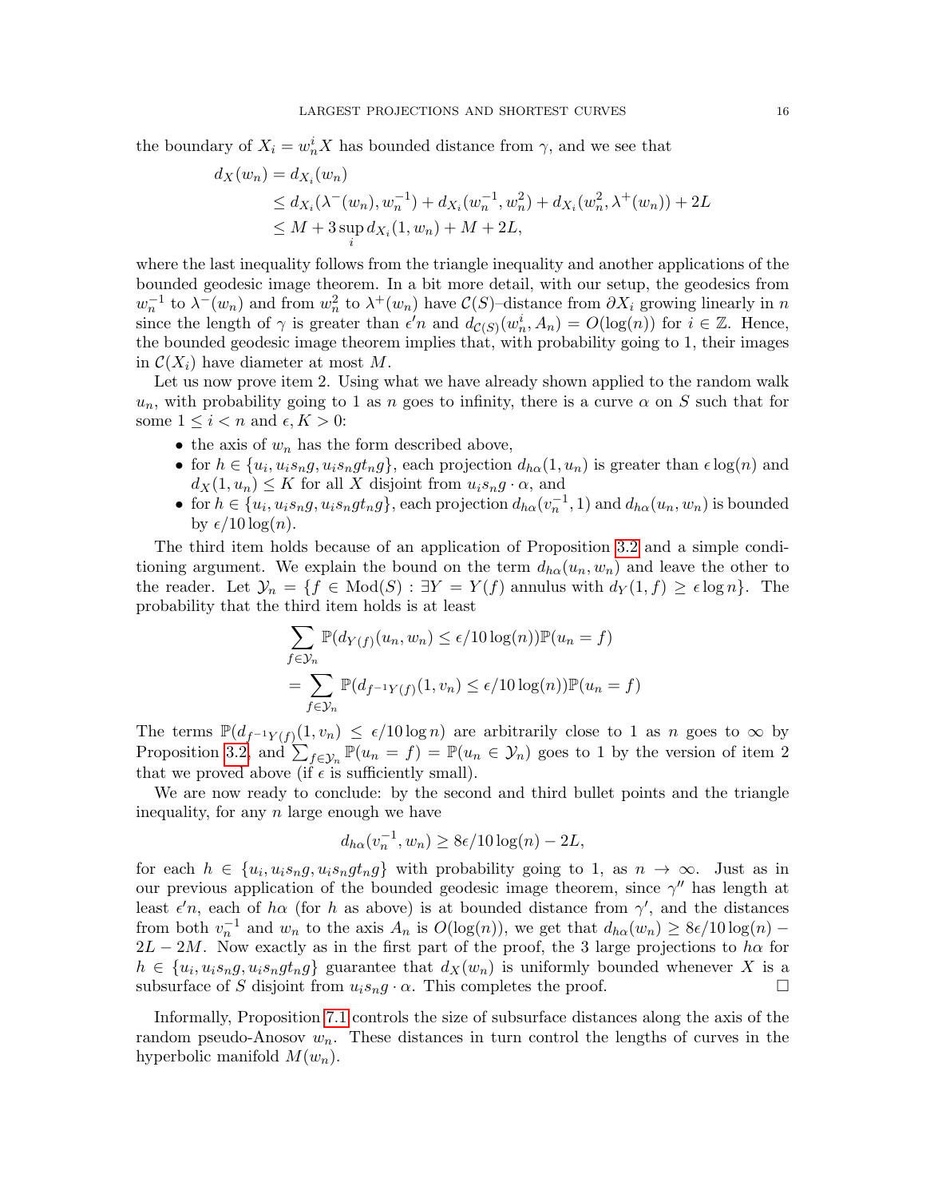the boundary of $X_i = w_n^i X$ has bounded distance from $\gamma$, and we see that

$$\begin{aligned}
d_X(w_n) &= d_{X_i}(w_n) \\
&\leq d_{X_i}(\lambda^-(w_n), w_n^{-1}) + d_{X_i}(w_n^{-1}, w_n^2) + d_{X_i}(w_n^2, \lambda^+(w_n)) + 2L \\
&\leq M + 3\sup_i d_{X_i}(1, w_n) + M + 2L,
\end{aligned}$$

where the last inequality follows from the triangle inequality and another applications of the bounded geodesic image theorem. In a bit more detail, with our setup, the geodesics from $w_n^{-1}$ to $\lambda^-(w_n)$ and from $w_n^2$ to $\lambda^+(w_n)$ have $\mathcal{C}(S)$–distance from $\partial X_i$ growing linearly in $n$ since the length of $\gamma$ is greater than $\epsilon' n$ and $d_{\mathcal{C}(S)}(w_n^i, A_n) = O(\log(n))$ for $i \in \mathbb{Z}$. Hence, the bounded geodesic image theorem implies that, with probability going to 1, their images in $\mathcal{C}(X_i)$ have diameter at most $M$.

Let us now prove item 2. Using what we have already shown applied to the random walk $u_n$, with probability going to 1 as $n$ goes to infinity, there is a curve $\alpha$ on $S$ such that for some $1 \leq i < n$ and $\epsilon, K > 0$:

- the axis of $w_n$ has the form described above,
- for $h \in \{u_i, u_i s_n g, u_i s_n g t_n g\}$, each projection $d_{h\alpha}(1, u_n)$ is greater than $\epsilon \log(n)$ and $d_X(1, u_n) \leq K$ for all $X$ disjoint from $u_i s_n g \cdot \alpha$, and
- for $h \in \{u_i, u_i s_n g, u_i s_n g t_n g\}$, each projection $d_{h\alpha}(v_n^{-1}, 1)$ and $d_{h\alpha}(u_n, w_n)$ is bounded by $\epsilon/10 \log(n)$.

The third item holds because of an application of Proposition 3.2 and a simple conditioning argument. We explain the bound on the term $d_{h\alpha}(u_n, w_n)$ and leave the other to the reader. Let $\mathcal{Y}_n = \{f \in \mathrm{Mod}(S) : \exists Y = Y(f) \text{ annulus with } d_Y(1, f) \geq \epsilon \log n\}$. The probability that the third item holds is at least

$$\begin{aligned}
&\sum_{f \in \mathcal{Y}_n} \mathbb{P}(d_{Y(f)}(u_n, w_n) \leq \epsilon/10 \log(n))\mathbb{P}(u_n = f) \\
&= \sum_{f \in \mathcal{Y}_n} \mathbb{P}(d_{f^{-1}Y(f)}(1, v_n) \leq \epsilon/10 \log(n))\mathbb{P}(u_n = f)
\end{aligned}$$

The terms $\mathbb{P}(d_{f^{-1}Y(f)}(1, v_n) \leq \epsilon/10 \log n)$ are arbitrarily close to 1 as $n$ goes to $\infty$ by Proposition 3.2, and $\sum_{f \in \mathcal{Y}_n} \mathbb{P}(u_n = f) = \mathbb{P}(u_n \in \mathcal{Y}_n)$ goes to 1 by the version of item 2 that we proved above (if $\epsilon$ is sufficiently small).

We are now ready to conclude: by the second and third bullet points and the triangle inequality, for any $n$ large enough we have

$$d_{h\alpha}(v_n^{-1}, w_n) \geq 8\epsilon/10 \log(n) - 2L,$$

for each $h \in \{u_i, u_i s_n g, u_i s_n g t_n g\}$ with probability going to 1, as $n \to \infty$. Just as in our previous application of the bounded geodesic image theorem, since $\gamma''$ has length at least $\epsilon' n$, each of $h\alpha$ (for $h$ as above) is at bounded distance from $\gamma'$, and the distances from both $v_n^{-1}$ and $w_n$ to the axis $A_n$ is $O(\log(n))$, we get that $d_{h\alpha}(w_n) \geq 8\epsilon/10 \log(n) - 2L - 2M$. Now exactly as in the first part of the proof, the 3 large projections to $h\alpha$ for $h \in \{u_i, u_i s_n g, u_i s_n g t_n g\}$ guarantee that $d_X(w_n)$ is uniformly bounded whenever $X$ is a subsurface of $S$ disjoint from $u_i s_n g \cdot \alpha$. This completes the proof. $\square$

Informally, Proposition 7.1 controls the size of subsurface distances along the axis of the random pseudo-Anosov $w_n$. These distances in turn control the lengths of curves in the hyperbolic manifold $M(w_n)$.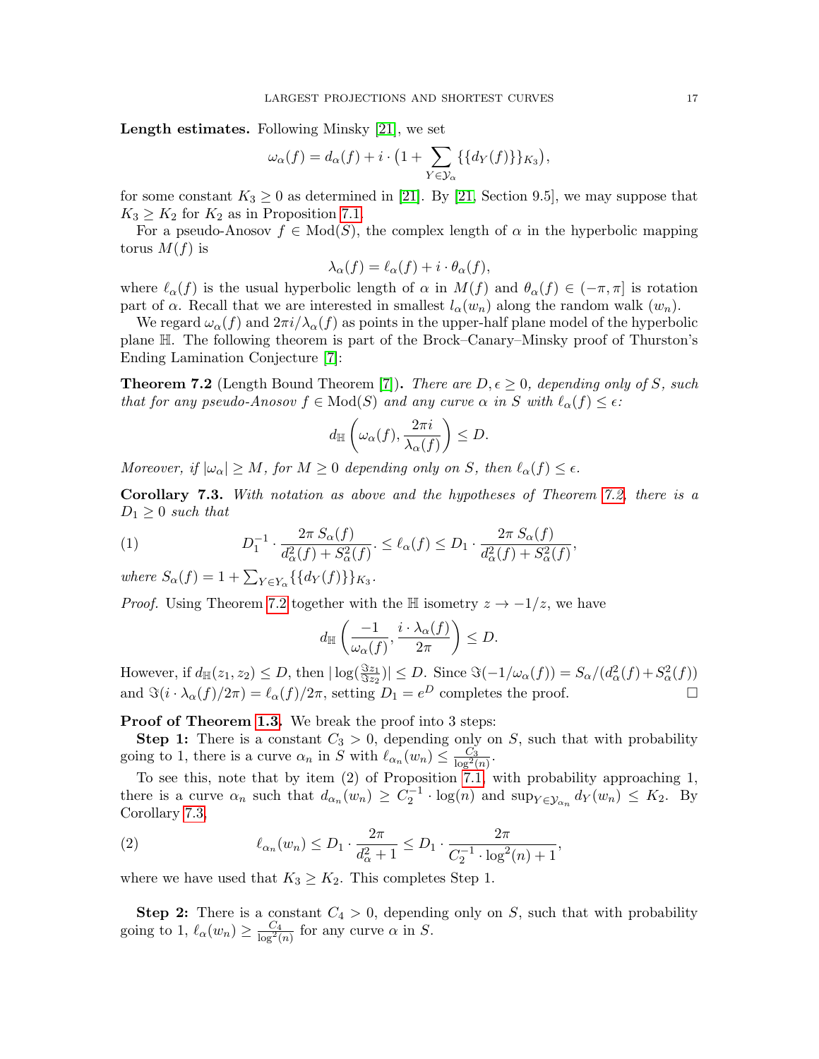**Length estimates.** Following Minsky [21], we set

$$\omega_\alpha(f) = d_\alpha(f) + i \cdot \big(1 + \sum_{Y \in \mathcal{Y}_\alpha} \{\{d_Y(f)\}\}_{K_3}\big),$$

for some constant $K_3 \geq 0$ as determined in [21]. By [21, Section 9.5], we may suppose that $K_3 \geq K_2$ for $K_2$ as in Proposition 7.1.

For a pseudo-Anosov $f \in \mathrm{Mod}(S)$, the complex length of $\alpha$ in the hyperbolic mapping torus $M(f)$ is

$$\lambda_\alpha(f) = \ell_\alpha(f) + i \cdot \theta_\alpha(f),$$

where $\ell_\alpha(f)$ is the usual hyperbolic length of $\alpha$ in $M(f)$ and $\theta_\alpha(f) \in (-\pi, \pi]$ is rotation part of $\alpha$. Recall that we are interested in smallest $l_\alpha(w_n)$ along the random walk $(w_n)$.

We regard $\omega_\alpha(f)$ and $2\pi i/\lambda_\alpha(f)$ as points in the upper-half plane model of the hyperbolic plane $\mathbb{H}$. The following theorem is part of the Brock–Canary–Minsky proof of Thurston's Ending Lamination Conjecture [7]:

**Theorem 7.2** (Length Bound Theorem [7])**.** *There are $D, \epsilon \geq 0$, depending only of $S$, such that for any pseudo-Anosov $f \in \mathrm{Mod}(S)$ and any curve $\alpha$ in $S$ with $\ell_\alpha(f) \leq \epsilon$:*

$$d_{\mathbb{H}}\left(\omega_\alpha(f), \frac{2\pi i}{\lambda_\alpha(f)}\right) \leq D.$$

*Moreover, if $|\omega_\alpha| \geq M$, for $M \geq 0$ depending only on $S$, then $\ell_\alpha(f) \leq \epsilon$.*

**Corollary 7.3.** *With notation as above and the hypotheses of Theorem 7.2, there is a $D_1 \geq 0$ such that*

$$D_1^{-1} \cdot \frac{2\pi\, S_\alpha(f)}{d_\alpha^2(f) + S_\alpha^2(f)}. \leq \ell_\alpha(f) \leq D_1 \cdot \frac{2\pi\, S_\alpha(f)}{d_\alpha^2(f) + S_\alpha^2(f)}, \tag{1}$$

*where $S_\alpha(f) = 1 + \sum_{Y \in Y_\alpha} \{\{d_Y(f)\}\}_{K_3}$.*

*Proof.* Using Theorem 7.2 together with the $\mathbb{H}$ isometry $z \to -1/z$, we have

$$d_{\mathbb{H}}\left(\frac{-1}{\omega_\alpha(f)}, \frac{i \cdot \lambda_\alpha(f)}{2\pi}\right) \leq D.$$

However, if $d_{\mathbb{H}}(z_1, z_2) \leq D$, then $|\log(\frac{\Im z_1}{\Im z_2})| \leq D$. Since $\Im(-1/\omega_\alpha(f)) = S_\alpha/(d_\alpha^2(f) + S_\alpha^2(f))$ and $\Im(i \cdot \lambda_\alpha(f)/2\pi) = \ell_\alpha(f)/2\pi$, setting $D_1 = e^D$ completes the proof. $\square$

**Proof of Theorem 1.3.** We break the proof into 3 steps:

**Step 1:** There is a constant $C_3 > 0$, depending only on $S$, such that with probability going to 1, there is a curve $\alpha_n$ in $S$ with $\ell_{\alpha_n}(w_n) \leq \frac{C_3}{\log^2(n)}$.

To see this, note that by item (2) of Proposition 7.1, with probability approaching 1, there is a curve $\alpha_n$ such that $d_{\alpha_n}(w_n) \geq C_2^{-1} \cdot \log(n)$ and $\sup_{Y \in \mathcal{Y}_{\alpha_n}} d_Y(w_n) \leq K_2$. By Corollary 7.3,

$$\ell_{\alpha_n}(w_n) \leq D_1 \cdot \frac{2\pi}{d_\alpha^2 + 1} \leq D_1 \cdot \frac{2\pi}{C_2^{-1} \cdot \log^2(n) + 1}, \tag{2}$$

where we have used that $K_3 \geq K_2$. This completes Step 1.

**Step 2:** There is a constant $C_4 > 0$, depending only on $S$, such that with probability going to 1, $\ell_\alpha(w_n) \geq \frac{C_4}{\log^2(n)}$ for any curve $\alpha$ in $S$.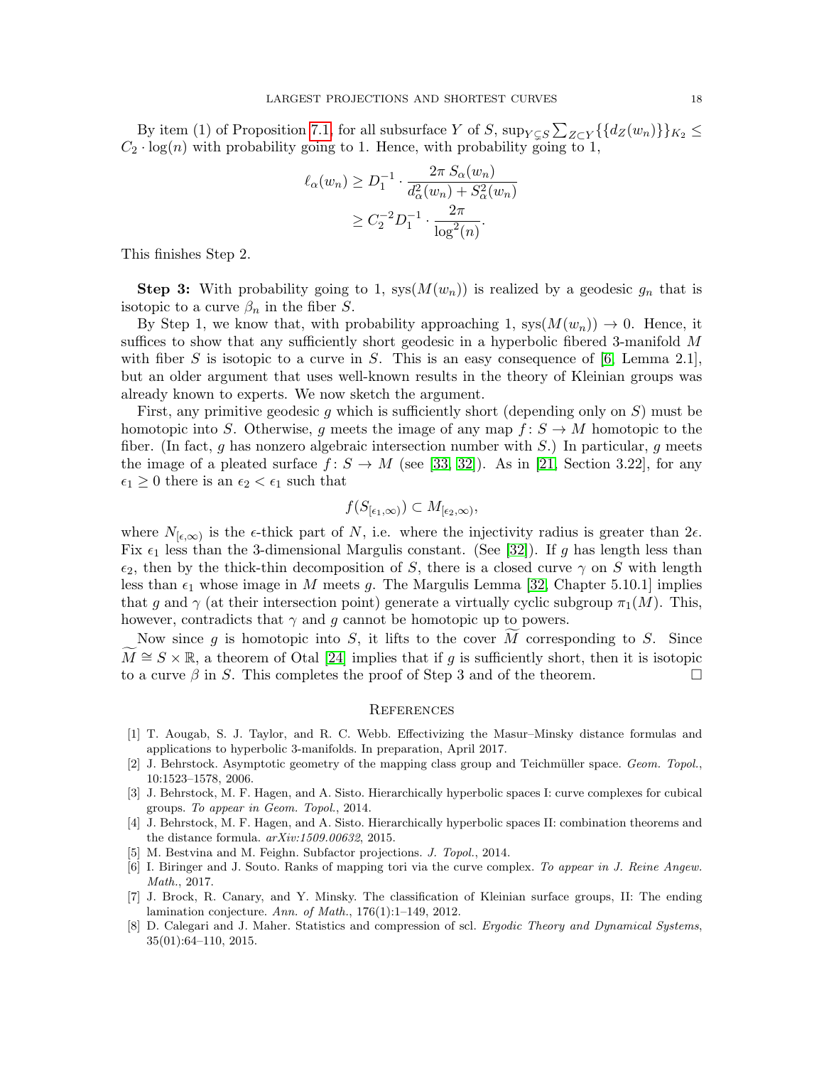By item (1) of Proposition 7.1, for all subsurface $Y$ of $S$, $\sup_{Y \subsetneq S} \sum_{Z \subset Y} \{\{d_Z(w_n)\}\}_{K_2} \leq C_2 \cdot \log(n)$ with probability going to 1. Hence, with probability going to 1,

$$\ell_\alpha(w_n) \geq D_1^{-1} \cdot \frac{2\pi \, S_\alpha(w_n)}{d_\alpha^2(w_n) + S_\alpha^2(w_n)}$$
$$\geq C_2^{-2} D_1^{-1} \cdot \frac{2\pi}{\log^2(n)}.$$

This finishes Step 2.

**Step 3:** With probability going to 1, $\mathrm{sys}(M(w_n))$ is realized by a geodesic $g_n$ that is isotopic to a curve $\beta_n$ in the fiber $S$.

By Step 1, we know that, with probability approaching 1, $\mathrm{sys}(M(w_n)) \to 0$. Hence, it suffices to show that any sufficiently short geodesic in a hyperbolic fibered 3-manifold $M$ with fiber $S$ is isotopic to a curve in $S$. This is an easy consequence of [6, Lemma 2.1], but an older argument that uses well-known results in the theory of Kleinian groups was already known to experts. We now sketch the argument.

First, any primitive geodesic $g$ which is sufficiently short (depending only on $S$) must be homotopic into $S$. Otherwise, $g$ meets the image of any map $f\colon S \to M$ homotopic to the fiber. (In fact, $g$ has nonzero algebraic intersection number with $S$.) In particular, $g$ meets the image of a pleated surface $f\colon S \to M$ (see [33, 32]). As in [21, Section 3.22], for any $\epsilon_1 \geq 0$ there is an $\epsilon_2 < \epsilon_1$ such that

$$f(S_{[\epsilon_1,\infty)}) \subset M_{[\epsilon_2,\infty)},$$

where $N_{[\epsilon,\infty)}$ is the $\epsilon$-thick part of $N$, i.e. where the injectivity radius is greater than $2\epsilon$. Fix $\epsilon_1$ less than the 3-dimensional Margulis constant. (See [32]). If $g$ has length less than $\epsilon_2$, then by the thick-thin decomposition of $S$, there is a closed curve $\gamma$ on $S$ with length less than $\epsilon_1$ whose image in $M$ meets $g$. The Margulis Lemma [32, Chapter 5.10.1] implies that $g$ and $\gamma$ (at their intersection point) generate a virtually cyclic subgroup $\pi_1(M)$. This, however, contradicts that $\gamma$ and $g$ cannot be homotopic up to powers.

Now since $g$ is homotopic into $S$, it lifts to the cover $\widetilde{M}$ corresponding to $S$. Since $\widetilde{M} \cong S \times \mathbb{R}$, a theorem of Otal [24] implies that if $g$ is sufficiently short, then it is isotopic to a curve $\beta$ in $S$. This completes the proof of Step 3 and of the theorem. □

## References

[1] T. Aougab, S. J. Taylor, and R. C. Webb. Effectivizing the Masur–Minsky distance formulas and applications to hyperbolic 3-manifolds. In preparation, April 2017.

[2] J. Behrstock. Asymptotic geometry of the mapping class group and Teichmüller space. *Geom. Topol.*, 10:1523–1578, 2006.

[3] J. Behrstock, M. F. Hagen, and A. Sisto. Hierarchically hyperbolic spaces I: curve complexes for cubical groups. *To appear in Geom. Topol.*, 2014.

[4] J. Behrstock, M. F. Hagen, and A. Sisto. Hierarchically hyperbolic spaces II: combination theorems and the distance formula. *arXiv:1509.00632*, 2015.

[5] M. Bestvina and M. Feighn. Subfactor projections. *J. Topol.*, 2014.

[6] I. Biringer and J. Souto. Ranks of mapping tori via the curve complex. *To appear in J. Reine Angew. Math.*, 2017.

[7] J. Brock, R. Canary, and Y. Minsky. The classification of Kleinian surface groups, II: The ending lamination conjecture. *Ann. of Math.*, 176(1):1–149, 2012.

[8] D. Calegari and J. Maher. Statistics and compression of scl. *Ergodic Theory and Dynamical Systems*, 35(01):64–110, 2015.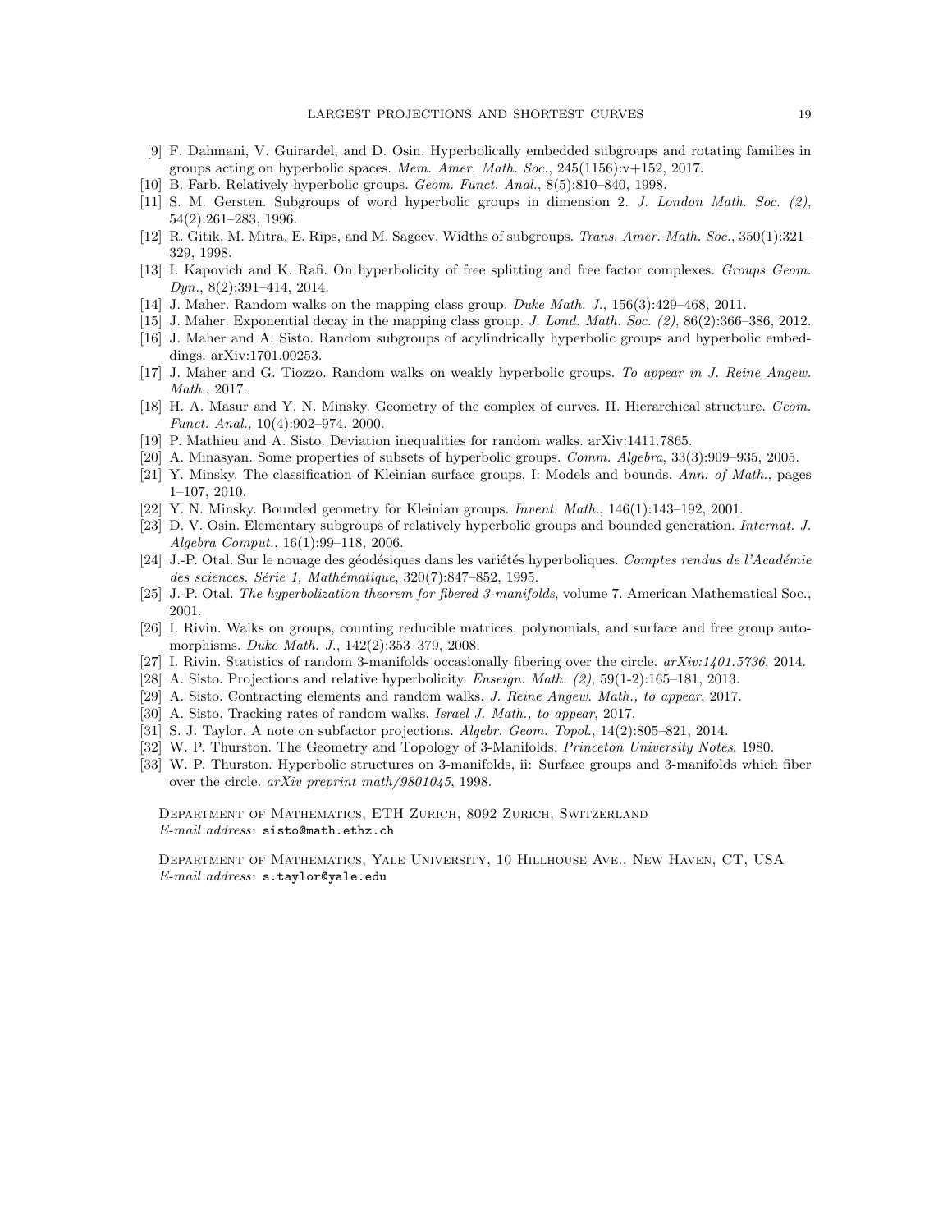[9] F. Dahmani, V. Guirardel, and D. Osin. Hyperbolically embedded subgroups and rotating families in groups acting on hyperbolic spaces. *Mem. Amer. Math. Soc.*, 245(1156):v+152, 2017.

[10] B. Farb. Relatively hyperbolic groups. *Geom. Funct. Anal.*, 8(5):810–840, 1998.

[11] S. M. Gersten. Subgroups of word hyperbolic groups in dimension 2. *J. London Math. Soc. (2)*, 54(2):261–283, 1996.

[12] R. Gitik, M. Mitra, E. Rips, and M. Sageev. Widths of subgroups. *Trans. Amer. Math. Soc.*, 350(1):321–329, 1998.

[13] I. Kapovich and K. Rafi. On hyperbolicity of free splitting and free factor complexes. *Groups Geom. Dyn.*, 8(2):391–414, 2014.

[14] J. Maher. Random walks on the mapping class group. *Duke Math. J.*, 156(3):429–468, 2011.

[15] J. Maher. Exponential decay in the mapping class group. *J. Lond. Math. Soc. (2)*, 86(2):366–386, 2012.

[16] J. Maher and A. Sisto. Random subgroups of acylindrically hyperbolic groups and hyperbolic embeddings. arXiv:1701.00253.

[17] J. Maher and G. Tiozzo. Random walks on weakly hyperbolic groups. *To appear in J. Reine Angew. Math.*, 2017.

[18] H. A. Masur and Y. N. Minsky. Geometry of the complex of curves. II. Hierarchical structure. *Geom. Funct. Anal.*, 10(4):902–974, 2000.

[19] P. Mathieu and A. Sisto. Deviation inequalities for random walks. arXiv:1411.7865.

[20] A. Minasyan. Some properties of subsets of hyperbolic groups. *Comm. Algebra*, 33(3):909–935, 2005.

[21] Y. Minsky. The classification of Kleinian surface groups, I: Models and bounds. *Ann. of Math.*, pages 1–107, 2010.

[22] Y. N. Minsky. Bounded geometry for Kleinian groups. *Invent. Math.*, 146(1):143–192, 2001.

[23] D. V. Osin. Elementary subgroups of relatively hyperbolic groups and bounded generation. *Internat. J. Algebra Comput.*, 16(1):99–118, 2006.

[24] J.-P. Otal. Sur le nouage des géodésiques dans les variétés hyperboliques. *Comptes rendus de l'Académie des sciences. Série 1, Mathématique*, 320(7):847–852, 1995.

[25] J.-P. Otal. *The hyperbolization theorem for fibered 3-manifolds*, volume 7. American Mathematical Soc., 2001.

[26] I. Rivin. Walks on groups, counting reducible matrices, polynomials, and surface and free group automorphisms. *Duke Math. J.*, 142(2):353–379, 2008.

[27] I. Rivin. Statistics of random 3-manifolds occasionally fibering over the circle. *arXiv:1401.5736*, 2014.

[28] A. Sisto. Projections and relative hyperbolicity. *Enseign. Math. (2)*, 59(1-2):165–181, 2013.

[29] A. Sisto. Contracting elements and random walks. *J. Reine Angew. Math., to appear*, 2017.

[30] A. Sisto. Tracking rates of random walks. *Israel J. Math., to appear*, 2017.

[31] S. J. Taylor. A note on subfactor projections. *Algebr. Geom. Topol.*, 14(2):805–821, 2014.

[32] W. P. Thurston. The Geometry and Topology of 3-Manifolds. *Princeton University Notes*, 1980.

[33] W. P. Thurston. Hyperbolic structures on 3-manifolds, ii: Surface groups and 3-manifolds which fiber over the circle. *arXiv preprint math/9801045*, 1998.

Department of Mathematics, ETH Zurich, 8092 Zurich, Switzerland
*E-mail address*: sisto@math.ethz.ch

Department of Mathematics, Yale University, 10 Hillhouse Ave., New Haven, CT, USA
*E-mail address*: s.taylor@yale.edu